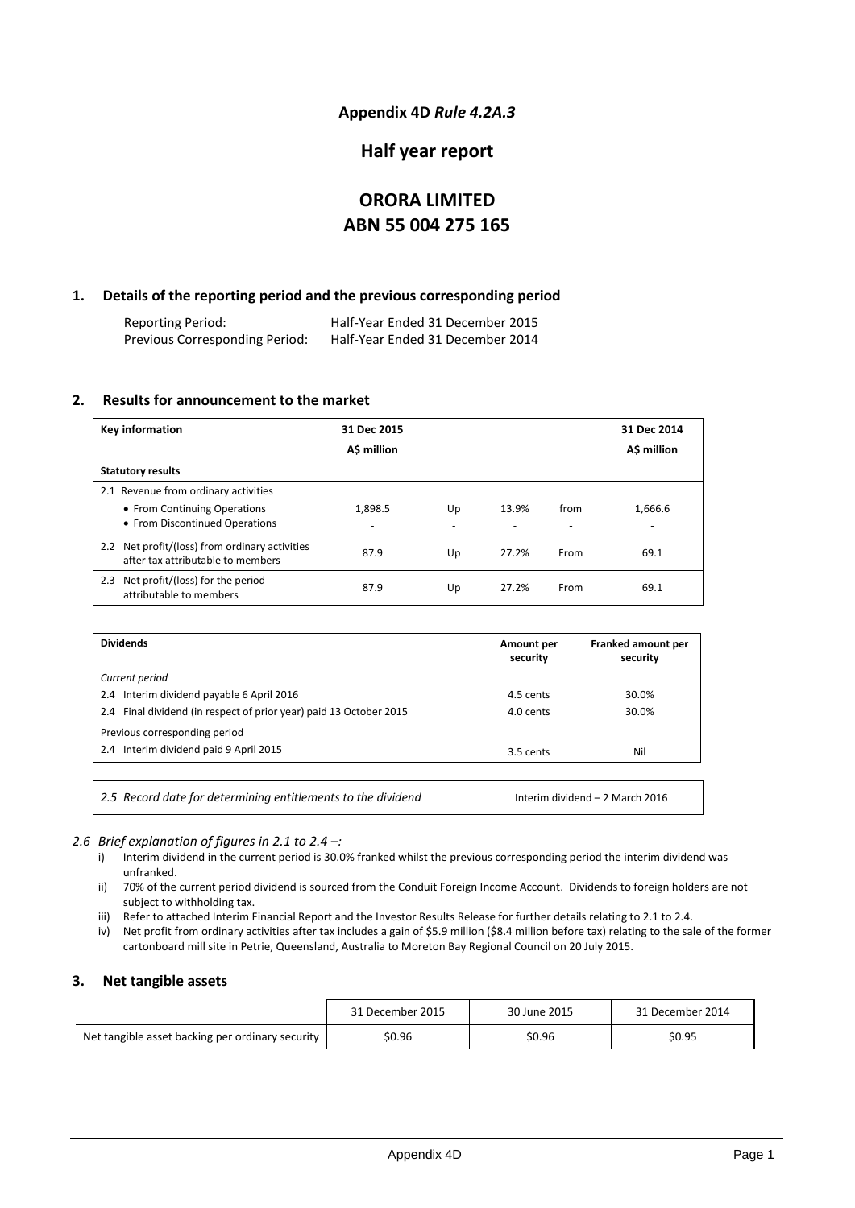**Appendix 4D** ***Rule 4.2A.3***

## Half year report

# ORORA LIMITED
# ABN 55 004 275 165

## 1. Details of the reporting period and the previous corresponding period

| | |
|---|---|
| Reporting Period: | Half-Year Ended 31 December 2015 |
| Previous Corresponding Period: | Half-Year Ended 31 December 2014 |

## 2. Results for announcement to the market

| Key information | 31 Dec 2015 A$ million | | | | 31 Dec 2014 A$ million |
|---|---|---|---|---|---|
| **Statutory results** | | | | | |
| 2.1 Revenue from ordinary activities | | | | | |
| • From Continuing Operations | 1,898.5 | Up | 13.9% | from | 1,666.6 |
| • From Discontinued Operations | - | - | - | - | - |
| 2.2 Net profit/(loss) from ordinary activities after tax attributable to members | 87.9 | Up | 27.2% | From | 69.1 |
| 2.3 Net profit/(loss) for the period attributable to members | 87.9 | Up | 27.2% | From | 69.1 |

| Dividends | Amount per security | Franked amount per security |
|---|---|---|
| *Current period* | | |
| 2.4 Interim dividend payable 6 April 2016 | 4.5 cents | 30.0% |
| 2.4 Final dividend (in respect of prior year) paid 13 October 2015 | 4.0 cents | 30.0% |
| Previous corresponding period | | |
| 2.4 Interim dividend paid 9 April 2015 | 3.5 cents | Nil |

| | |
|---|---|
| *2.5 Record date for determining entitlements to the dividend* | Interim dividend – 2 March 2016 |

*2.6 Brief explanation of figures in 2.1 to 2.4 –:*

i) Interim dividend in the current period is 30.0% franked whilst the previous corresponding period the interim dividend was unfranked.

ii) 70% of the current period dividend is sourced from the Conduit Foreign Income Account. Dividends to foreign holders are not subject to withholding tax.

iii) Refer to attached Interim Financial Report and the Investor Results Release for further details relating to 2.1 to 2.4.

iv) Net profit from ordinary activities after tax includes a gain of \$5.9 million (\$8.4 million before tax) relating to the sale of the former cartonboard mill site in Petrie, Queensland, Australia to Moreton Bay Regional Council on 20 July 2015.

## 3. Net tangible assets

| | 31 December 2015 | 30 June 2015 | 31 December 2014 |
|---|---|---|---|
| Net tangible asset backing per ordinary security | \$0.96 | \$0.96 | \$0.95 |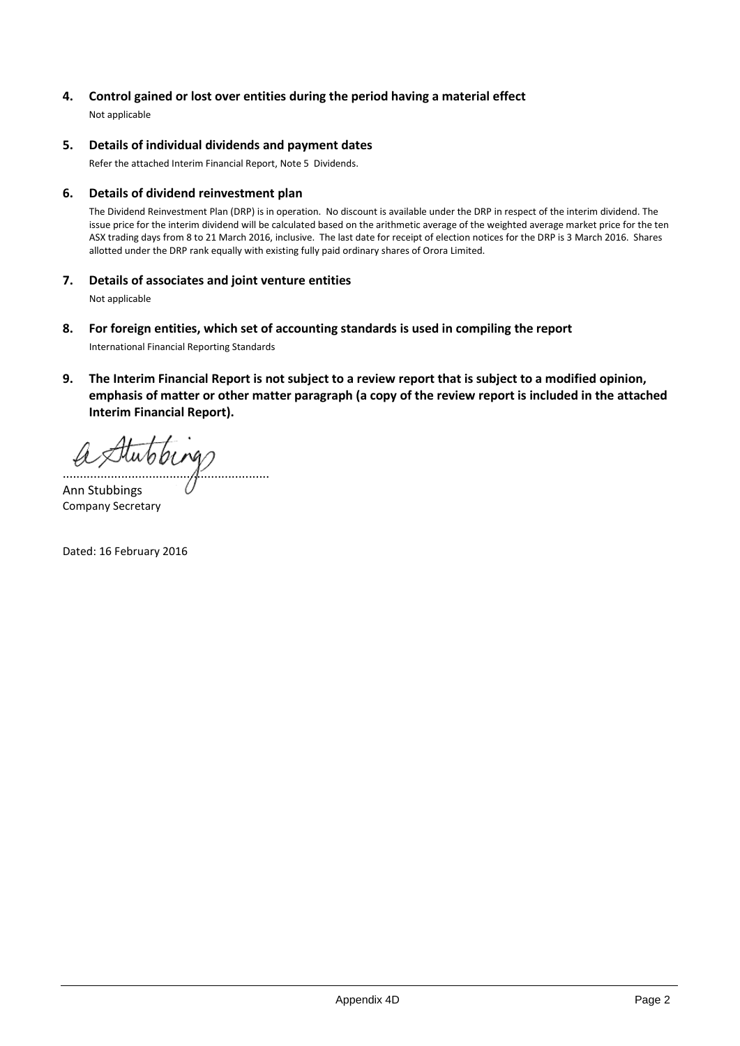## 4. Control gained or lost over entities during the period having a material effect

Not applicable

## 5. Details of individual dividends and payment dates

Refer the attached Interim Financial Report, Note 5 Dividends.

## 6. Details of dividend reinvestment plan

The Dividend Reinvestment Plan (DRP) is in operation. No discount is available under the DRP in respect of the interim dividend. The issue price for the interim dividend will be calculated based on the arithmetic average of the weighted average market price for the ten ASX trading days from 8 to 21 March 2016, inclusive. The last date for receipt of election notices for the DRP is 3 March 2016. Shares allotted under the DRP rank equally with existing fully paid ordinary shares of Orora Limited.

## 7. Details of associates and joint venture entities

Not applicable

## 8. For foreign entities, which set of accounting standards is used in compiling the report

International Financial Reporting Standards

## 9. The Interim Financial Report is not subject to a review report that is subject to a modified opinion, emphasis of matter or other matter paragraph (a copy of the review report is included in the attached Interim Financial Report).

..........................................................

Ann Stubbings
Company Secretary

Dated: 16 February 2016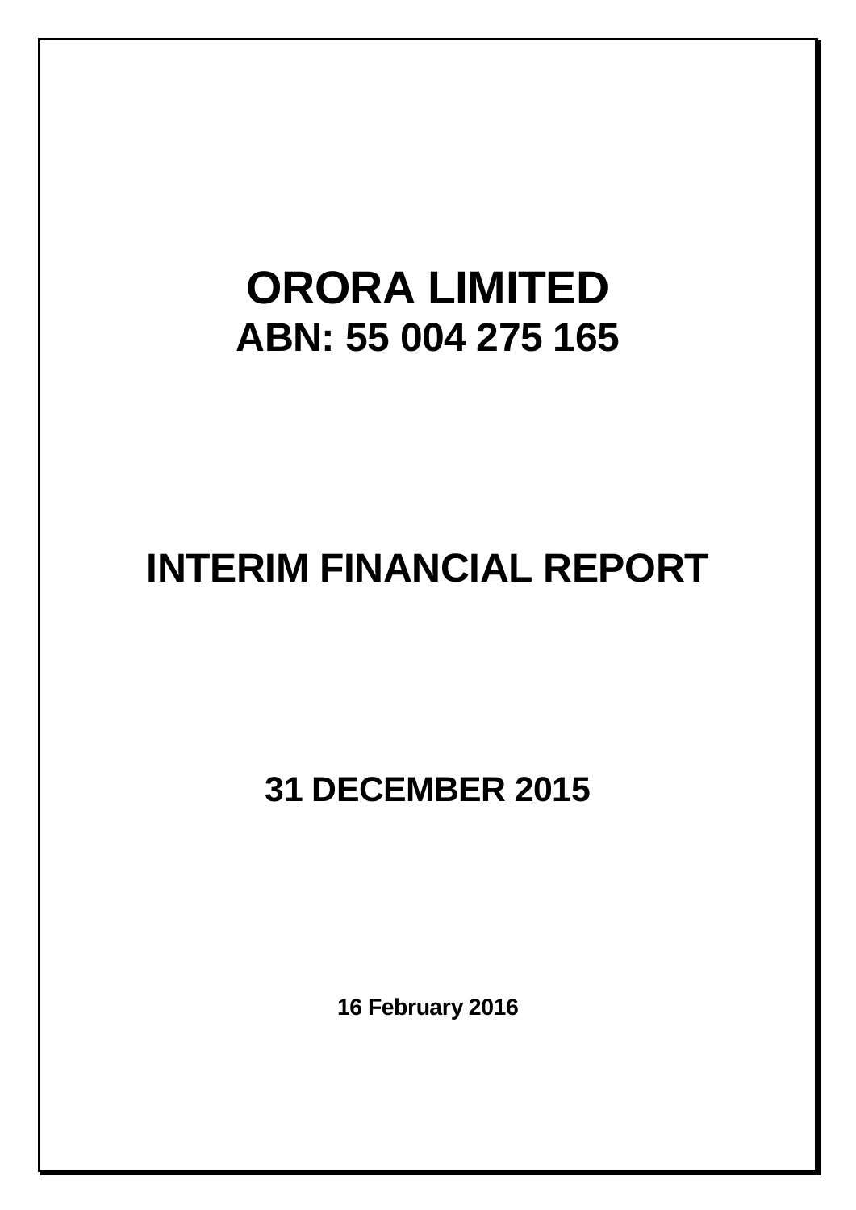# ORORA LIMITED

## ABN: 55 004 275 165

# INTERIM FINANCIAL REPORT

## 31 DECEMBER 2015

**16 February 2016**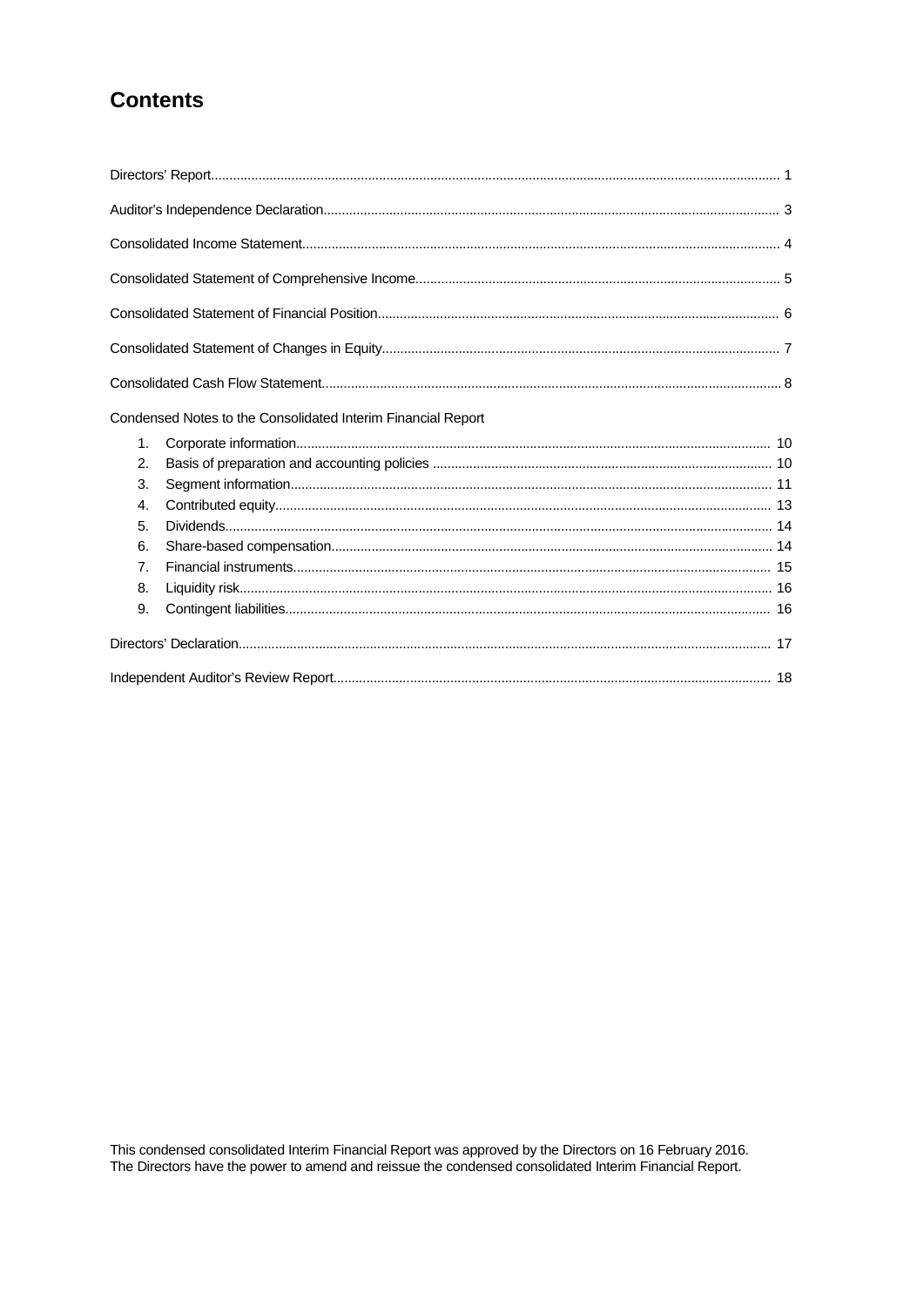# Contents

Directors' Report ........ 1

Auditor's Independence Declaration ........ 3

Consolidated Income Statement ........ 4

Consolidated Statement of Comprehensive Income ........ 5

Consolidated Statement of Financial Position ........ 6

Consolidated Statement of Changes in Equity ........ 7

Consolidated Cash Flow Statement ........ 8

Condensed Notes to the Consolidated Interim Financial Report

1. Corporate information ........ 10
2. Basis of preparation and accounting policies ........ 10
3. Segment information ........ 11
4. Contributed equity ........ 13
5. Dividends ........ 14
6. Share-based compensation ........ 14
7. Financial instruments ........ 15
8. Liquidity risk ........ 16
9. Contingent liabilities ........ 16

Directors' Declaration ........ 17

Independent Auditor's Review Report ........ 18

This condensed consolidated Interim Financial Report was approved by the Directors on 16 February 2016.
The Directors have the power to amend and reissue the condensed consolidated Interim Financial Report.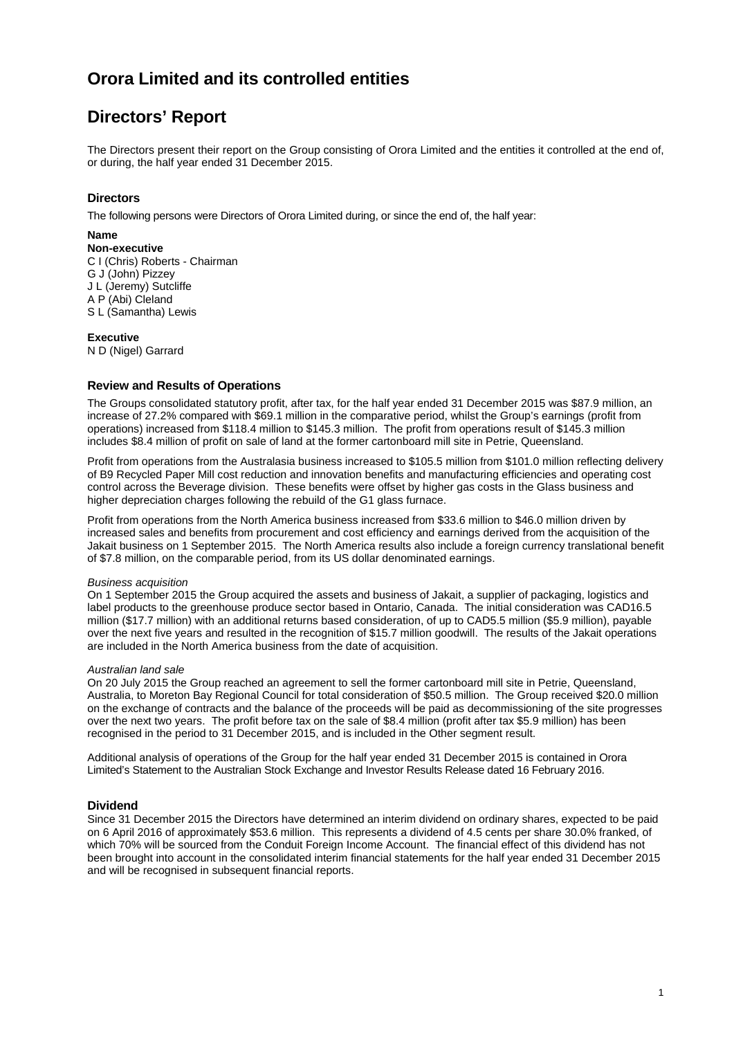# Orora Limited and its controlled entities

# Directors' Report

The Directors present their report on the Group consisting of Orora Limited and the entities it controlled at the end of, or during, the half year ended 31 December 2015.

### Directors

The following persons were Directors of Orora Limited during, or since the end of, the half year:

**Name**
**Non-executive**
C I (Chris) Roberts - Chairman
G J (John) Pizzey
J L (Jeremy) Sutcliffe
A P (Abi) Cleland
S L (Samantha) Lewis

**Executive**
N D (Nigel) Garrard

### Review and Results of Operations

The Groups consolidated statutory profit, after tax, for the half year ended 31 December 2015 was $87.9 million, an increase of 27.2% compared with $69.1 million in the comparative period, whilst the Group's earnings (profit from operations) increased from $118.4 million to $145.3 million. The profit from operations result of $145.3 million includes $8.4 million of profit on sale of land at the former cartonboard mill site in Petrie, Queensland.

Profit from operations from the Australasia business increased to $105.5 million from $101.0 million reflecting delivery of B9 Recycled Paper Mill cost reduction and innovation benefits and manufacturing efficiencies and operating cost control across the Beverage division. These benefits were offset by higher gas costs in the Glass business and higher depreciation charges following the rebuild of the G1 glass furnace.

Profit from operations from the North America business increased from $33.6 million to $46.0 million driven by increased sales and benefits from procurement and cost efficiency and earnings derived from the acquisition of the Jakait business on 1 September 2015. The North America results also include a foreign currency translational benefit of $7.8 million, on the comparable period, from its US dollar denominated earnings.

*Business acquisition*
On 1 September 2015 the Group acquired the assets and business of Jakait, a supplier of packaging, logistics and label products to the greenhouse produce sector based in Ontario, Canada. The initial consideration was CAD16.5 million ($17.7 million) with an additional returns based consideration, of up to CAD5.5 million ($5.9 million), payable over the next five years and resulted in the recognition of $15.7 million goodwill. The results of the Jakait operations are included in the North America business from the date of acquisition.

*Australian land sale*
On 20 July 2015 the Group reached an agreement to sell the former cartonboard mill site in Petrie, Queensland, Australia, to Moreton Bay Regional Council for total consideration of $50.5 million. The Group received $20.0 million on the exchange of contracts and the balance of the proceeds will be paid as decommissioning of the site progresses over the next two years. The profit before tax on the sale of $8.4 million (profit after tax $5.9 million) has been recognised in the period to 31 December 2015, and is included in the Other segment result.

Additional analysis of operations of the Group for the half year ended 31 December 2015 is contained in Orora Limited's Statement to the Australian Stock Exchange and Investor Results Release dated 16 February 2016.

### Dividend

Since 31 December 2015 the Directors have determined an interim dividend on ordinary shares, expected to be paid on 6 April 2016 of approximately $53.6 million. This represents a dividend of 4.5 cents per share 30.0% franked, of which 70% will be sourced from the Conduit Foreign Income Account. The financial effect of this dividend has not been brought into account in the consolidated interim financial statements for the half year ended 31 December 2015 and will be recognised in subsequent financial reports.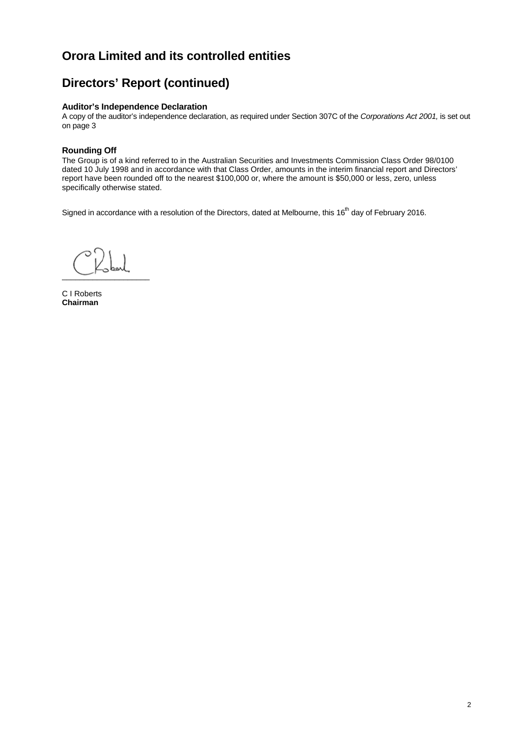# Orora Limited and its controlled entities

# Directors' Report (continued)

### Auditor's Independence Declaration

A copy of the auditor's independence declaration, as required under Section 307C of the *Corporations Act 2001,* is set out on page 3

### Rounding Off

The Group is of a kind referred to in the Australian Securities and Investments Commission Class Order 98/0100 dated 10 July 1998 and in accordance with that Class Order, amounts in the interim financial report and Directors' report have been rounded off to the nearest $100,000 or, where the amount is $50,000 or less, zero, unless specifically otherwise stated.

Signed in accordance with a resolution of the Directors, dated at Melbourne, this 16th day of February 2016.

C I Roberts
**Chairman**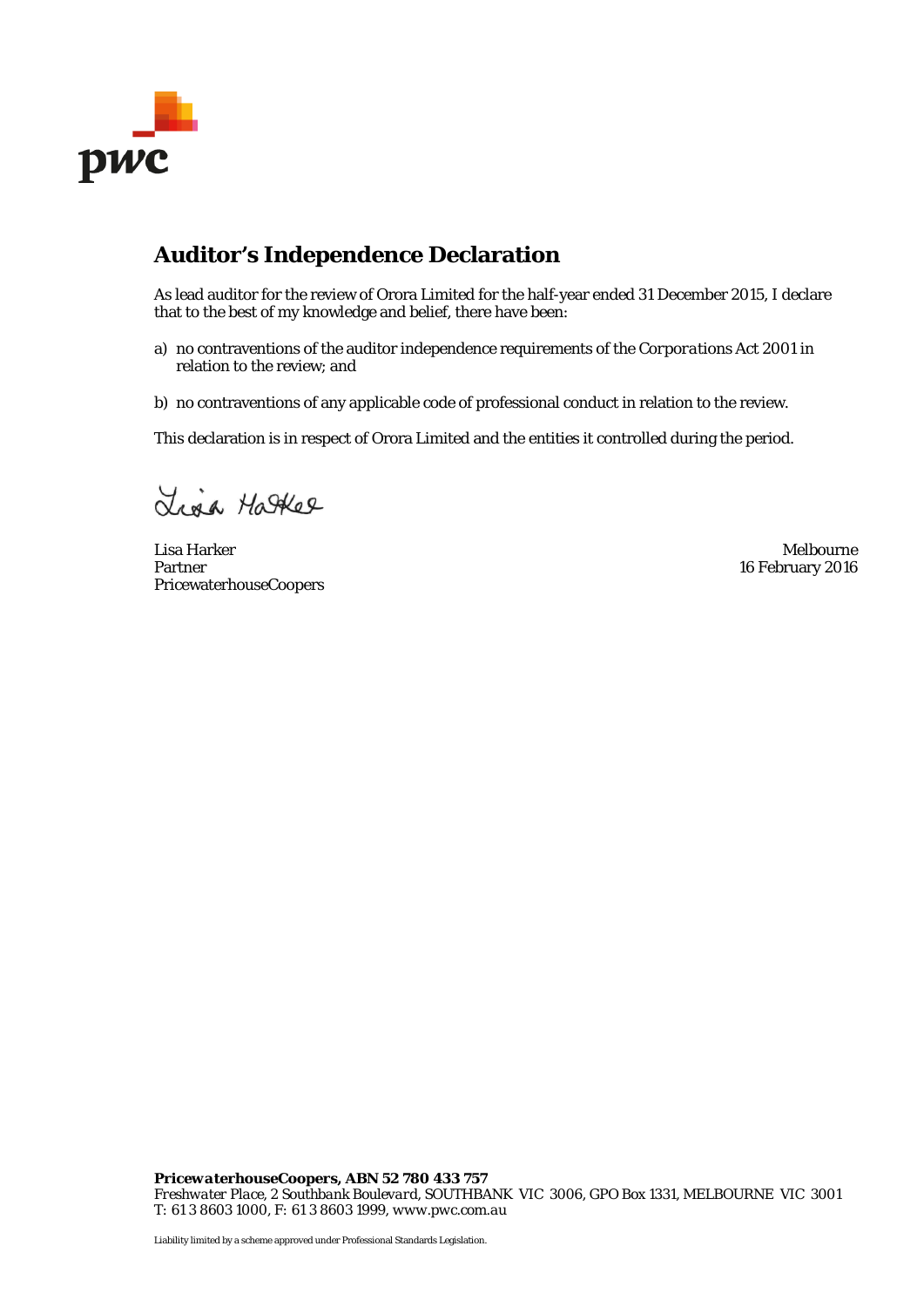pwc

## Auditor's Independence Declaration

As lead auditor for the review of Orora Limited for the half-year ended 31 December 2015, I declare that to the best of my knowledge and belief, there have been:

a) no contraventions of the auditor independence requirements of the *Corporations Act 2001* in relation to the review; and

b) no contraventions of any applicable code of professional conduct in relation to the review.

This declaration is in respect of Orora Limited and the entities it controlled during the period.

Lisa Harker
Partner
PricewaterhouseCoopers

Melbourne
16 February 2016

***PricewaterhouseCoopers, ABN 52 780 433 757***
*Freshwater Place, 2 Southbank Boulevard, SOUTHBANK VIC 3006, GPO Box 1331, MELBOURNE VIC 3001*
*T: 61 3 8603 1000, F: 61 3 8603 1999, www.pwc.com.au*

Liability limited by a scheme approved under Professional Standards Legislation.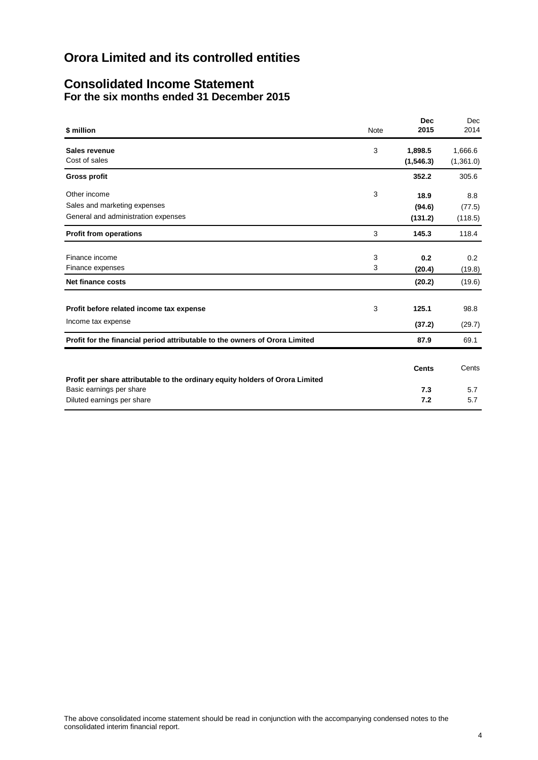# Orora Limited and its controlled entities

## Consolidated Income Statement
### For the six months ended 31 December 2015

| \$ million | Note | **Dec 2015** | Dec 2014 |
|---|---|---|---|
| **Sales revenue** | 3 | **1,898.5** | 1,666.6 |
| Cost of sales | | **(1,546.3)** | (1,361.0) |
| **Gross profit** | | **352.2** | 305.6 |
| Other income | 3 | **18.9** | 8.8 |
| Sales and marketing expenses | | **(94.6)** | (77.5) |
| General and administration expenses | | **(131.2)** | (118.5) |
| **Profit from operations** | 3 | **145.3** | 118.4 |
| Finance income | 3 | **0.2** | 0.2 |
| Finance expenses | 3 | **(20.4)** | (19.8) |
| **Net finance costs** | | **(20.2)** | (19.6) |
| **Profit before related income tax expense** | 3 | **125.1** | 98.8 |
| Income tax expense | | **(37.2)** | (29.7) |
| **Profit for the financial period attributable to the owners of Orora Limited** | | **87.9** | 69.1 |

| | **Cents** | Cents |
|---|---|---|
| **Profit per share attributable to the ordinary equity holders of Orora Limited** | | |
| Basic earnings per share | **7.3** | 5.7 |
| Diluted earnings per share | **7.2** | 5.7 |

The above consolidated income statement should be read in conjunction with the accompanying condensed notes to the consolidated interim financial report.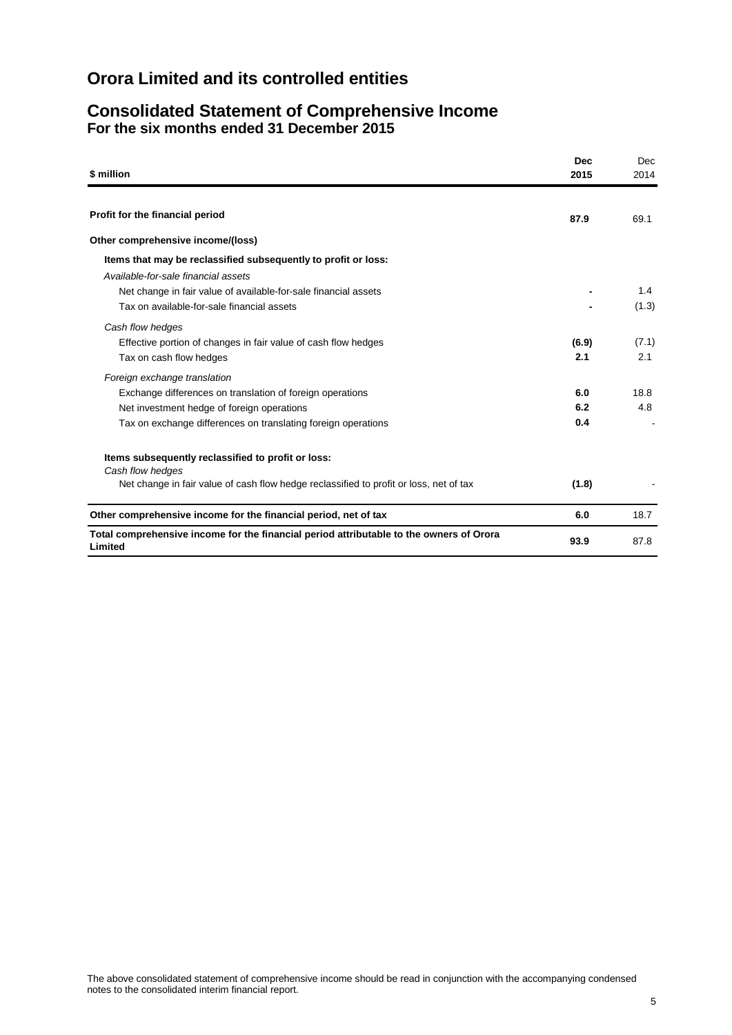# Orora Limited and its controlled entities

## Consolidated Statement of Comprehensive Income
### For the six months ended 31 December 2015

| $ million | **Dec 2015** | Dec 2014 |
|---|---|---|
| **Profit for the financial period** | **87.9** | 69.1 |
| **Other comprehensive income/(loss)** | | |
| **Items that may be reclassified subsequently to profit or loss:** | | |
| *Available-for-sale financial assets* | | |
| Net change in fair value of available-for-sale financial assets | **-** | 1.4 |
| Tax on available-for-sale financial assets | **-** | (1.3) |
| *Cash flow hedges* | | |
| Effective portion of changes in fair value of cash flow hedges | **(6.9)** | (7.1) |
| Tax on cash flow hedges | **2.1** | 2.1 |
| *Foreign exchange translation* | | |
| Exchange differences on translation of foreign operations | **6.0** | 18.8 |
| Net investment hedge of foreign operations | **6.2** | 4.8 |
| Tax on exchange differences on translating foreign operations | **0.4** | - |
| **Items subsequently reclassified to profit or loss:** | | |
| *Cash flow hedges* | | |
| Net change in fair value of cash flow hedge reclassified to profit or loss, net of tax | **(1.8)** | - |
| **Other comprehensive income for the financial period, net of tax** | **6.0** | 18.7 |
| **Total comprehensive income for the financial period attributable to the owners of Orora Limited** | **93.9** | 87.8 |

The above consolidated statement of comprehensive income should be read in conjunction with the accompanying condensed notes to the consolidated interim financial report.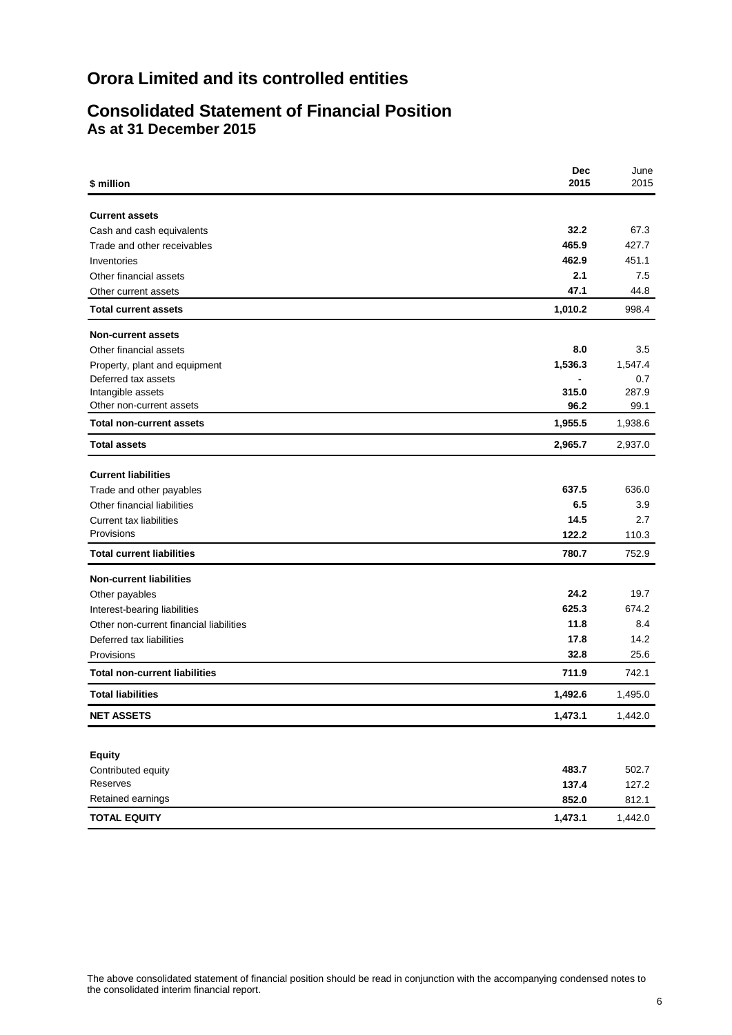# Orora Limited and its controlled entities

## Consolidated Statement of Financial Position

### As at 31 December 2015

| \$ million | Dec 2015 | June 2015 |
|---|---|---|
| **Current assets** | | |
| Cash and cash equivalents | **32.2** | 67.3 |
| Trade and other receivables | **465.9** | 427.7 |
| Inventories | **462.9** | 451.1 |
| Other financial assets | **2.1** | 7.5 |
| Other current assets | **47.1** | 44.8 |
| **Total current assets** | **1,010.2** | 998.4 |
| **Non-current assets** | | |
| Other financial assets | **8.0** | 3.5 |
| Property, plant and equipment | **1,536.3** | 1,547.4 |
| Deferred tax assets | **-** | 0.7 |
| Intangible assets | **315.0** | 287.9 |
| Other non-current assets | **96.2** | 99.1 |
| **Total non-current assets** | **1,955.5** | 1,938.6 |
| **Total assets** | **2,965.7** | 2,937.0 |
| **Current liabilities** | | |
| Trade and other payables | **637.5** | 636.0 |
| Other financial liabilities | **6.5** | 3.9 |
| Current tax liabilities | **14.5** | 2.7 |
| Provisions | **122.2** | 110.3 |
| **Total current liabilities** | **780.7** | 752.9 |
| **Non-current liabilities** | | |
| Other payables | **24.2** | 19.7 |
| Interest-bearing liabilities | **625.3** | 674.2 |
| Other non-current financial liabilities | **11.8** | 8.4 |
| Deferred tax liabilities | **17.8** | 14.2 |
| Provisions | **32.8** | 25.6 |
| **Total non-current liabilities** | **711.9** | 742.1 |
| **Total liabilities** | **1,492.6** | 1,495.0 |
| **NET ASSETS** | **1,473.1** | 1,442.0 |
| **Equity** | | |
| Contributed equity | **483.7** | 502.7 |
| Reserves | **137.4** | 127.2 |
| Retained earnings | **852.0** | 812.1 |
| **TOTAL EQUITY** | **1,473.1** | 1,442.0 |

The above consolidated statement of financial position should be read in conjunction with the accompanying condensed notes to the consolidated interim financial report.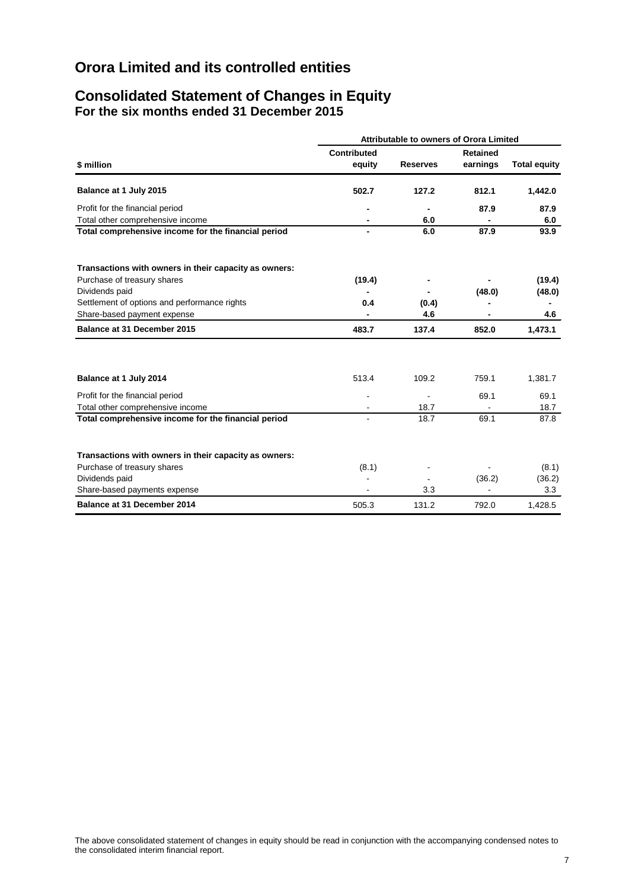# Orora Limited and its controlled entities

## Consolidated Statement of Changes in Equity
### For the six months ended 31 December 2015

| | Attributable to owners of Orora Limited | | | |
|---|---|---|---|---|
| **\$ million** | **Contributed equity** | **Reserves** | **Retained earnings** | **Total equity** |
| **Balance at 1 July 2015** | **502.7** | **127.2** | **812.1** | **1,442.0** |
| Profit for the financial period | **-** | **-** | **87.9** | **87.9** |
| Total other comprehensive income | **-** | **6.0** | **-** | **6.0** |
| **Total comprehensive income for the financial period** | **-** | **6.0** | **87.9** | **93.9** |
| | | | | |
| **Transactions with owners in their capacity as owners:** | | | | |
| Purchase of treasury shares | **(19.4)** | **-** | **-** | **(19.4)** |
| Dividends paid | **-** | **-** | **(48.0)** | **(48.0)** |
| Settlement of options and performance rights | **0.4** | **(0.4)** | **-** | **-** |
| Share-based payment expense | **-** | **4.6** | **-** | **4.6** |
| **Balance at 31 December 2015** | **483.7** | **137.4** | **852.0** | **1,473.1** |
| | | | | |
| **Balance at 1 July 2014** | 513.4 | 109.2 | 759.1 | 1,381.7 |
| Profit for the financial period | - | - | 69.1 | 69.1 |
| Total other comprehensive income | - | 18.7 | - | 18.7 |
| **Total comprehensive income for the financial period** | - | 18.7 | 69.1 | 87.8 |
| | | | | |
| **Transactions with owners in their capacity as owners:** | | | | |
| Purchase of treasury shares | (8.1) | - | - | (8.1) |
| Dividends paid | - | - | (36.2) | (36.2) |
| Share-based payments expense | - | 3.3 | - | 3.3 |
| **Balance at 31 December 2014** | 505.3 | 131.2 | 792.0 | 1,428.5 |

The above consolidated statement of changes in equity should be read in conjunction with the accompanying condensed notes to the consolidated interim financial report.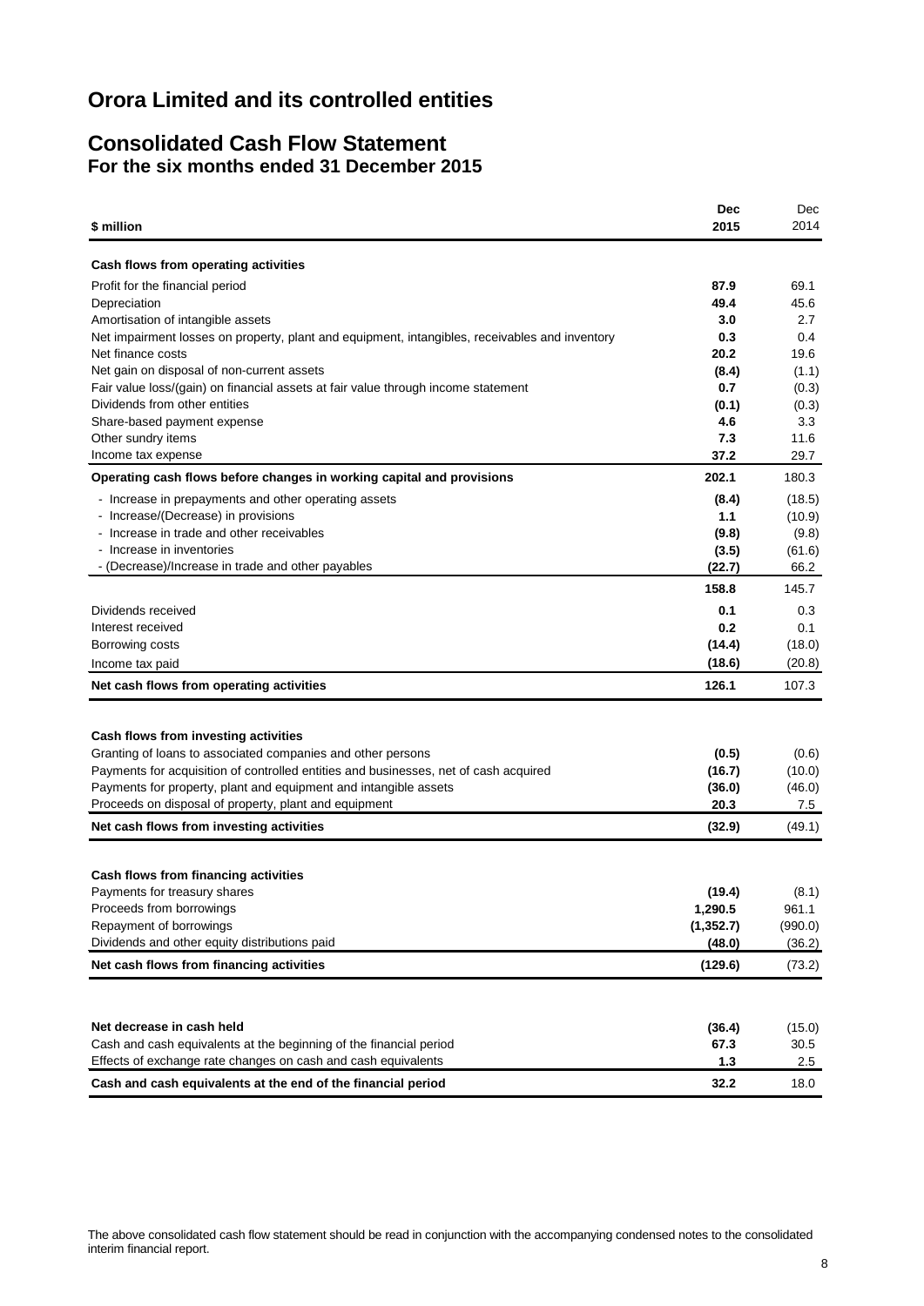# Orora Limited and its controlled entities

## Consolidated Cash Flow Statement
### For the six months ended 31 December 2015

| $ million | Dec 2015 | Dec 2014 |
|---|---|---|
| **Cash flows from operating activities** | | |
| Profit for the financial period | **87.9** | 69.1 |
| Depreciation | **49.4** | 45.6 |
| Amortisation of intangible assets | **3.0** | 2.7 |
| Net impairment losses on property, plant and equipment, intangibles, receivables and inventory | **0.3** | 0.4 |
| Net finance costs | **20.2** | 19.6 |
| Net gain on disposal of non-current assets | **(8.4)** | (1.1) |
| Fair value loss/(gain) on financial assets at fair value through income statement | **0.7** | (0.3) |
| Dividends from other entities | **(0.1)** | (0.3) |
| Share-based payment expense | **4.6** | 3.3 |
| Other sundry items | **7.3** | 11.6 |
| Income tax expense | **37.2** | 29.7 |
| **Operating cash flows before changes in working capital and provisions** | **202.1** | 180.3 |
| - Increase in prepayments and other operating assets | **(8.4)** | (18.5) |
| - Increase/(Decrease) in provisions | **1.1** | (10.9) |
| - Increase in trade and other receivables | **(9.8)** | (9.8) |
| - Increase in inventories | **(3.5)** | (61.6) |
| - (Decrease)/Increase in trade and other payables | **(22.7)** | 66.2 |
| | **158.8** | 145.7 |
| Dividends received | **0.1** | 0.3 |
| Interest received | **0.2** | 0.1 |
| Borrowing costs | **(14.4)** | (18.0) |
| Income tax paid | **(18.6)** | (20.8) |
| **Net cash flows from operating activities** | **126.1** | 107.3 |
| | | |
| **Cash flows from investing activities** | | |
| Granting of loans to associated companies and other persons | **(0.5)** | (0.6) |
| Payments for acquisition of controlled entities and businesses, net of cash acquired | **(16.7)** | (10.0) |
| Payments for property, plant and equipment and intangible assets | **(36.0)** | (46.0) |
| Proceeds on disposal of property, plant and equipment | **20.3** | 7.5 |
| **Net cash flows from investing activities** | **(32.9)** | (49.1) |
| | | |
| **Cash flows from financing activities** | | |
| Payments for treasury shares | **(19.4)** | (8.1) |
| Proceeds from borrowings | **1,290.5** | 961.1 |
| Repayment of borrowings | **(1,352.7)** | (990.0) |
| Dividends and other equity distributions paid | **(48.0)** | (36.2) |
| **Net cash flows from financing activities** | **(129.6)** | (73.2) |
| | | |
| **Net decrease in cash held** | **(36.4)** | (15.0) |
| Cash and cash equivalents at the beginning of the financial period | **67.3** | 30.5 |
| Effects of exchange rate changes on cash and cash equivalents | **1.3** | 2.5 |
| **Cash and cash equivalents at the end of the financial period** | **32.2** | 18.0 |

The above consolidated cash flow statement should be read in conjunction with the accompanying condensed notes to the consolidated interim financial report.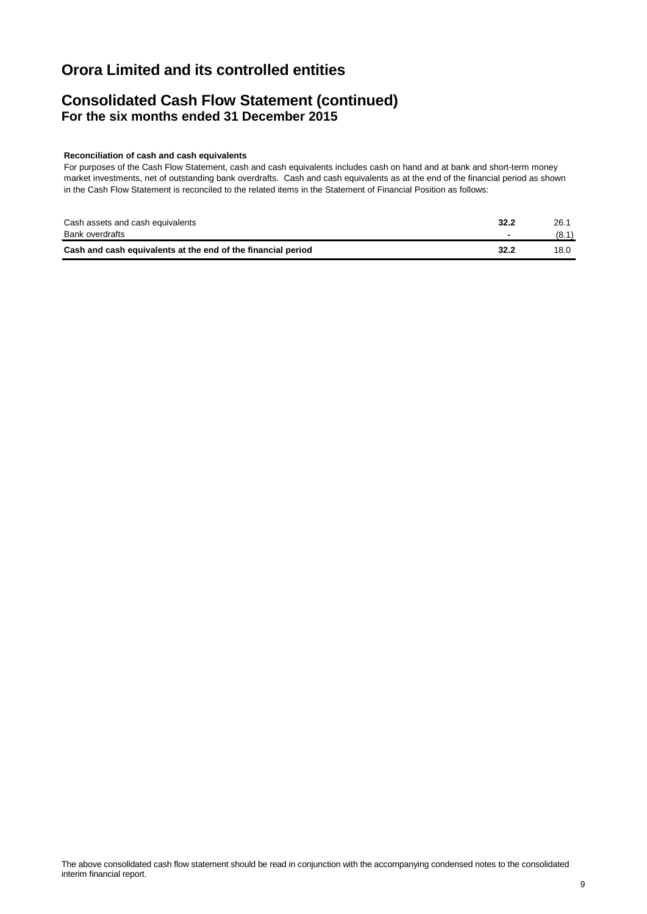# Orora Limited and its controlled entities

## Consolidated Cash Flow Statement (continued)
### For the six months ended 31 December 2015

**Reconciliation of cash and cash equivalents**

For purposes of the Cash Flow Statement, cash and cash equivalents includes cash on hand and at bank and short-term money market investments, net of outstanding bank overdrafts. Cash and cash equivalents as at the end of the financial period as shown in the Cash Flow Statement is reconciled to the related items in the Statement of Financial Position as follows:

| | | |
|---|---|---|
| Cash assets and cash equivalents | **32.2** | 26.1 |
| Bank overdrafts | **-** | (8.1) |
| **Cash and cash equivalents at the end of the financial period** | **32.2** | 18.0 |

The above consolidated cash flow statement should be read in conjunction with the accompanying condensed notes to the consolidated interim financial report.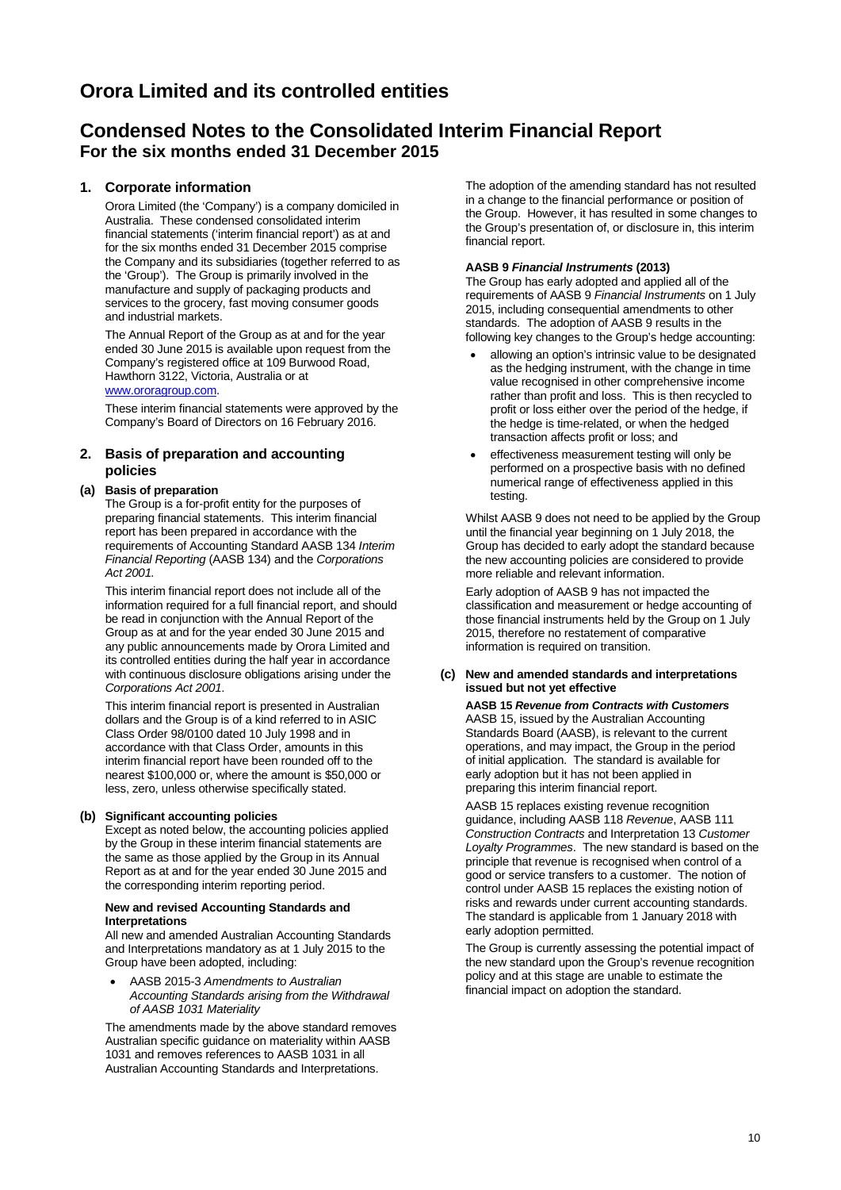# Orora Limited and its controlled entities

# Condensed Notes to the Consolidated Interim Financial Report

## For the six months ended 31 December 2015

### 1. Corporate information

Orora Limited (the 'Company') is a company domiciled in Australia. These condensed consolidated interim financial statements ('interim financial report') as at and for the six months ended 31 December 2015 comprise the Company and its subsidiaries (together referred to as the 'Group'). The Group is primarily involved in the manufacture and supply of packaging products and services to the grocery, fast moving consumer goods and industrial markets.

The Annual Report of the Group as at and for the year ended 30 June 2015 is available upon request from the Company's registered office at 109 Burwood Road, Hawthorn 3122, Victoria, Australia or at www.ororagroup.com.

These interim financial statements were approved by the Company's Board of Directors on 16 February 2016.

### 2. Basis of preparation and accounting policies

#### (a) Basis of preparation

The Group is a for-profit entity for the purposes of preparing financial statements. This interim financial report has been prepared in accordance with the requirements of Accounting Standard AASB 134 *Interim Financial Reporting* (AASB 134) and the *Corporations Act 2001.*

This interim financial report does not include all of the information required for a full financial report, and should be read in conjunction with the Annual Report of the Group as at and for the year ended 30 June 2015 and any public announcements made by Orora Limited and its controlled entities during the half year in accordance with continuous disclosure obligations arising under the *Corporations Act 2001.*

This interim financial report is presented in Australian dollars and the Group is of a kind referred to in ASIC Class Order 98/0100 dated 10 July 1998 and in accordance with that Class Order, amounts in this interim financial report have been rounded off to the nearest $100,000 or, where the amount is $50,000 or less, zero, unless otherwise specifically stated.

#### (b) Significant accounting policies

Except as noted below, the accounting policies applied by the Group in these interim financial statements are the same as those applied by the Group in its Annual Report as at and for the year ended 30 June 2015 and the corresponding interim reporting period.

**New and revised Accounting Standards and Interpretations**

All new and amended Australian Accounting Standards and Interpretations mandatory as at 1 July 2015 to the Group have been adopted, including:

- AASB 2015-3 *Amendments to Australian Accounting Standards arising from the Withdrawal of AASB 1031 Materiality*

The amendments made by the above standard removes Australian specific guidance on materiality within AASB 1031 and removes references to AASB 1031 in all Australian Accounting Standards and Interpretations.

The adoption of the amending standard has not resulted in a change to the financial performance or position of the Group. However, it has resulted in some changes to the Group's presentation of, or disclosure in, this interim financial report.

**AASB 9 *Financial Instruments* (2013)**

The Group has early adopted and applied all of the requirements of AASB 9 *Financial Instruments* on 1 July 2015, including consequential amendments to other standards. The adoption of AASB 9 results in the following key changes to the Group's hedge accounting:

- allowing an option's intrinsic value to be designated as the hedging instrument, with the change in time value recognised in other comprehensive income rather than profit and loss. This is then recycled to profit or loss either over the period of the hedge, if the hedge is time-related, or when the hedged transaction affects profit or loss; and
- effectiveness measurement testing will only be performed on a prospective basis with no defined numerical range of effectiveness applied in this testing.

Whilst AASB 9 does not need to be applied by the Group until the financial year beginning on 1 July 2018, the Group has decided to early adopt the standard because the new accounting policies are considered to provide more reliable and relevant information.

Early adoption of AASB 9 has not impacted the classification and measurement or hedge accounting of those financial instruments held by the Group on 1 July 2015, therefore no restatement of comparative information is required on transition.

#### (c) New and amended standards and interpretations issued but not yet effective

**AASB 15 *Revenue from Contracts with Customers***

AASB 15, issued by the Australian Accounting Standards Board (AASB), is relevant to the current operations, and may impact, the Group in the period of initial application. The standard is available for early adoption but it has not been applied in preparing this interim financial report.

AASB 15 replaces existing revenue recognition guidance, including AASB 118 *Revenue*, AASB 111 *Construction Contracts* and Interpretation 13 *Customer Loyalty Programmes*. The new standard is based on the principle that revenue is recognised when control of a good or service transfers to a customer. The notion of control under AASB 15 replaces the existing notion of risks and rewards under current accounting standards. The standard is applicable from 1 January 2018 with early adoption permitted.

The Group is currently assessing the potential impact of the new standard upon the Group's revenue recognition policy and at this stage are unable to estimate the financial impact on adoption the standard.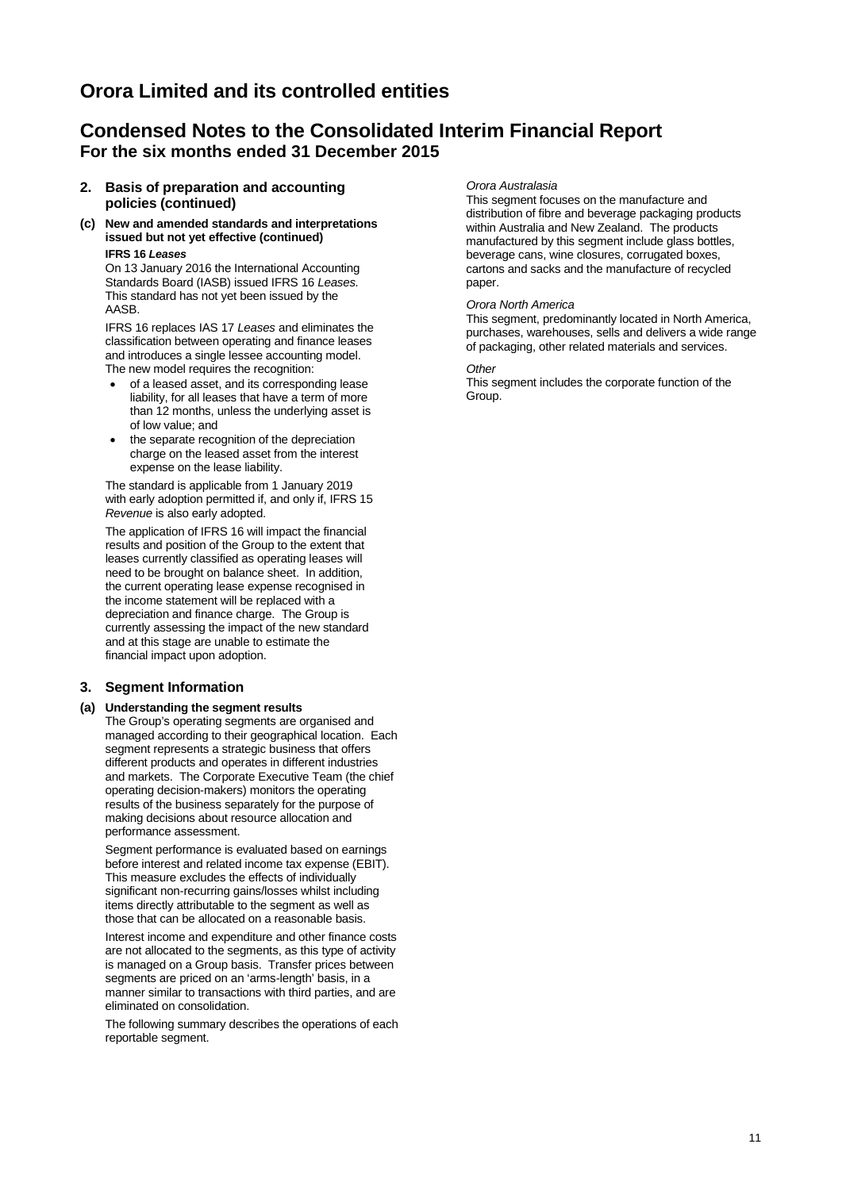# Orora Limited and its controlled entities

# Condensed Notes to the Consolidated Interim Financial Report
## For the six months ended 31 December 2015

## 2. Basis of preparation and accounting policies (continued)

### (c) New and amended standards and interpretations issued but not yet effective (continued)

**IFRS 16 *Leases***

On 13 January 2016 the International Accounting Standards Board (IASB) issued IFRS 16 *Leases.* This standard has not yet been issued by the AASB.

IFRS 16 replaces IAS 17 *Leases* and eliminates the classification between operating and finance leases and introduces a single lessee accounting model. The new model requires the recognition:

- of a leased asset, and its corresponding lease liability, for all leases that have a term of more than 12 months, unless the underlying asset is of low value; and
- the separate recognition of the depreciation charge on the leased asset from the interest expense on the lease liability.

The standard is applicable from 1 January 2019 with early adoption permitted if, and only if, IFRS 15 *Revenue* is also early adopted.

The application of IFRS 16 will impact the financial results and position of the Group to the extent that leases currently classified as operating leases will need to be brought on balance sheet. In addition, the current operating lease expense recognised in the income statement will be replaced with a depreciation and finance charge. The Group is currently assessing the impact of the new standard and at this stage are unable to estimate the financial impact upon adoption.

## 3. Segment Information

### (a) Understanding the segment results

The Group's operating segments are organised and managed according to their geographical location. Each segment represents a strategic business that offers different products and operates in different industries and markets. The Corporate Executive Team (the chief operating decision-makers) monitors the operating results of the business separately for the purpose of making decisions about resource allocation and performance assessment.

Segment performance is evaluated based on earnings before interest and related income tax expense (EBIT). This measure excludes the effects of individually significant non-recurring gains/losses whilst including items directly attributable to the segment as well as those that can be allocated on a reasonable basis.

Interest income and expenditure and other finance costs are not allocated to the segments, as this type of activity is managed on a Group basis. Transfer prices between segments are priced on an 'arms-length' basis, in a manner similar to transactions with third parties, and are eliminated on consolidation.

The following summary describes the operations of each reportable segment.

*Orora Australasia*

This segment focuses on the manufacture and distribution of fibre and beverage packaging products within Australia and New Zealand. The products manufactured by this segment include glass bottles, beverage cans, wine closures, corrugated boxes, cartons and sacks and the manufacture of recycled paper.

*Orora North America*

This segment, predominantly located in North America, purchases, warehouses, sells and delivers a wide range of packaging, other related materials and services.

*Other*

This segment includes the corporate function of the Group.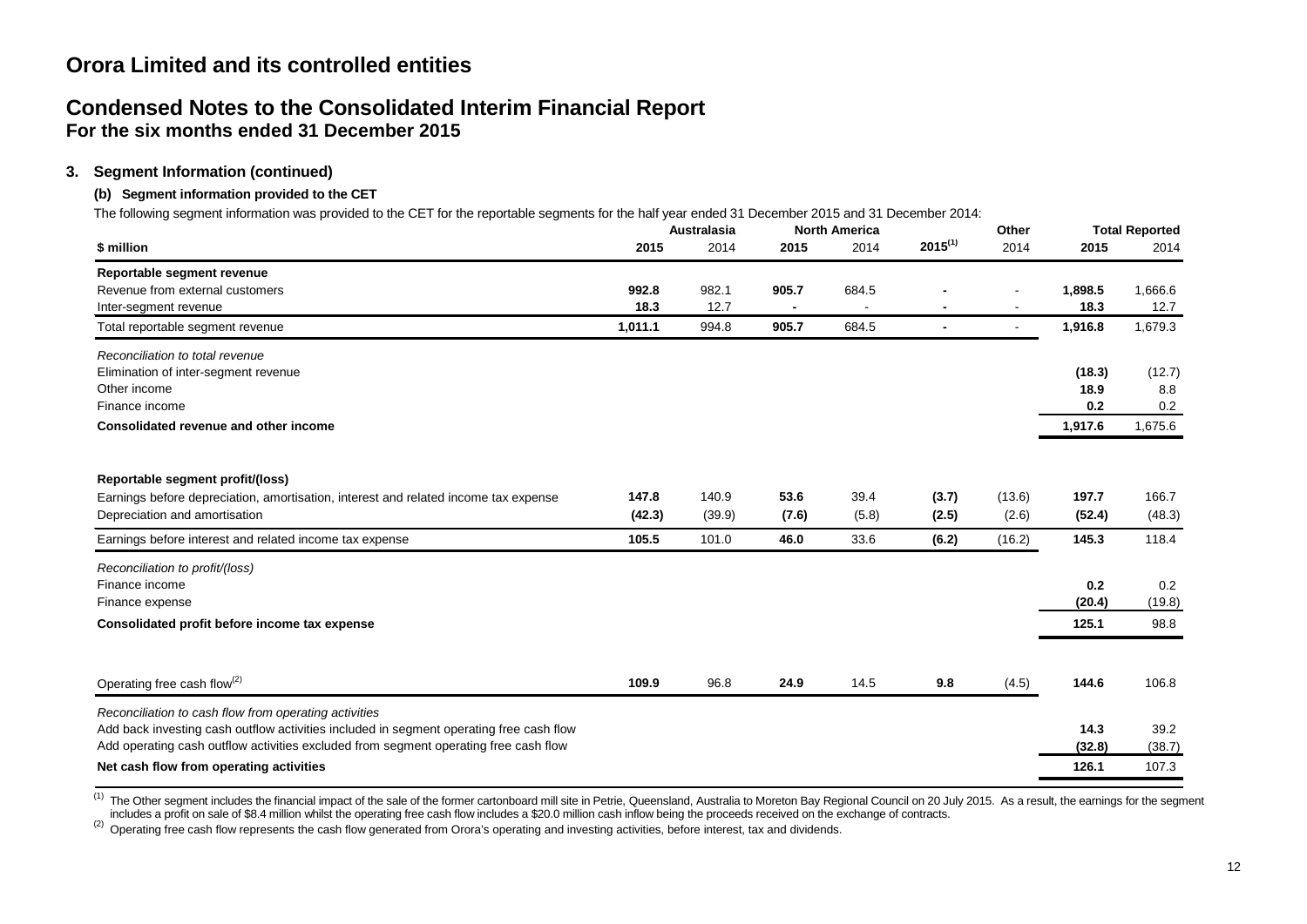# Orora Limited and its controlled entities

## Condensed Notes to the Consolidated Interim Financial Report

### For the six months ended 31 December 2015

### 3. Segment Information (continued)

#### (b) Segment information provided to the CET

The following segment information was provided to the CET for the reportable segments for the half year ended 31 December 2015 and 31 December 2014:

| $ million | Australasia | | North America | | Other | | Total Reported | |
|---|---|---|---|---|---|---|---|---|
| | **2015** | 2014 | **2015** | 2014 | **2015[1]** | 2014 | **2015** | 2014 |
| **Reportable segment revenue** | | | | | | | | |
| Revenue from external customers | **992.8** | 982.1 | **905.7** | 684.5 | **-** | - | **1,898.5** | 1,666.6 |
| Inter-segment revenue | **18.3** | 12.7 | **-** | - | **-** | - | **18.3** | 12.7 |
| Total reportable segment revenue | **1,011.1** | 994.8 | **905.7** | 684.5 | **-** | - | **1,916.8** | 1,679.3 |
| *Reconciliation to total revenue* | | | | | | | | |
| Elimination of inter-segment revenue | | | | | | | **(18.3)** | (12.7) |
| Other income | | | | | | | **18.9** | 8.8 |
| Finance income | | | | | | | **0.2** | 0.2 |
| **Consolidated revenue and other income** | | | | | | | **1,917.6** | 1,675.6 |
| **Reportable segment profit/(loss)** | | | | | | | | |
| Earnings before depreciation, amortisation, interest and related income tax expense | **147.8** | 140.9 | **53.6** | 39.4 | **(3.7)** | (13.6) | **197.7** | 166.7 |
| Depreciation and amortisation | **(42.3)** | (39.9) | **(7.6)** | (5.8) | **(2.5)** | (2.6) | **(52.4)** | (48.3) |
| Earnings before interest and related income tax expense | **105.5** | 101.0 | **46.0** | 33.6 | **(6.2)** | (16.2) | **145.3** | 118.4 |
| *Reconciliation to profit/(loss)* | | | | | | | | |
| Finance income | | | | | | | **0.2** | 0.2 |
| Finance expense | | | | | | | **(20.4)** | (19.8) |
| **Consolidated profit before income tax expense** | | | | | | | **125.1** | 98.8 |
| Operating free cash flow[2] | **109.9** | 96.8 | **24.9** | 14.5 | **9.8** | (4.5) | **144.6** | 106.8 |
| *Reconciliation to cash flow from operating activities* | | | | | | | | |
| Add back investing cash outflow activities included in segment operating free cash flow | | | | | | | **14.3** | 39.2 |
| Add operating cash outflow activities excluded from segment operating free cash flow | | | | | | | **(32.8)** | (38.7) |
| **Net cash flow from operating activities** | | | | | | | **126.1** | 107.3 |

[1] The Other segment includes the financial impact of the sale of the former cartonboard mill site in Petrie, Queensland, Australia to Moreton Bay Regional Council on 20 July 2015. As a result, the earnings for the segment includes a profit on sale of $8.4 million whilst the operating free cash flow includes a $20.0 million cash inflow being the proceeds received on the exchange of contracts.

[2] Operating free cash flow represents the cash flow generated from Orora's operating and investing activities, before interest, tax and dividends.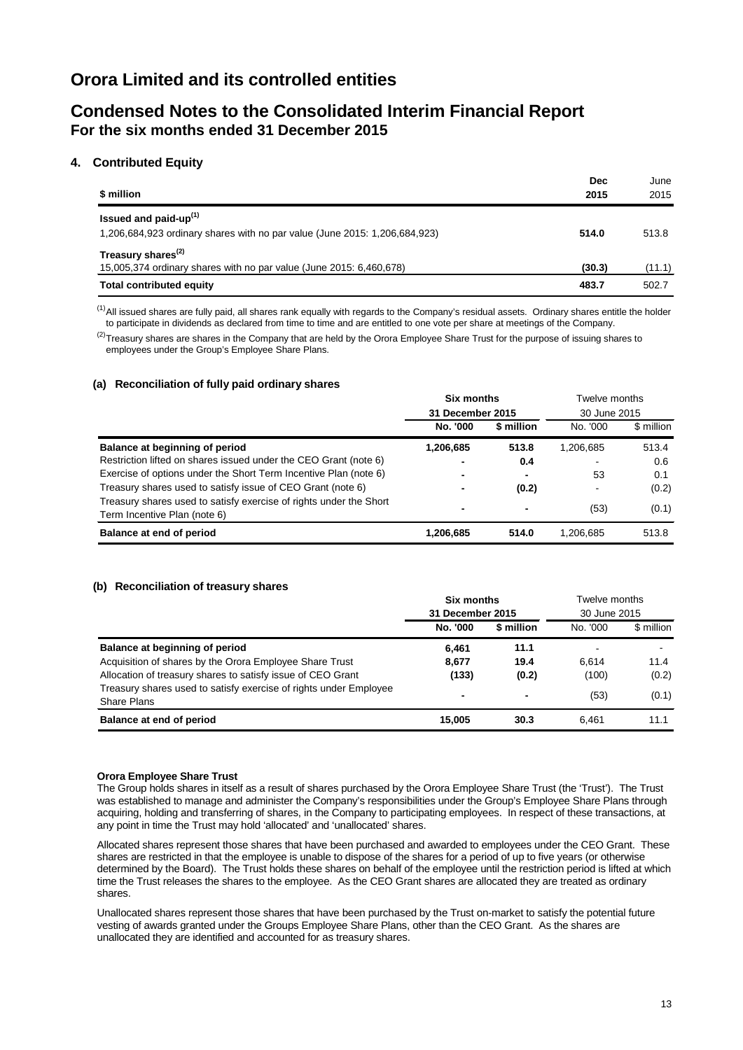# Orora Limited and its controlled entities

## Condensed Notes to the Consolidated Interim Financial Report
### For the six months ended 31 December 2015

### 4. Contributed Equity

| $ million | Dec 2015 | June 2015 |
|---|---|---|
| **Issued and paid-up**[1] | | |
| 1,206,684,923 ordinary shares with no par value (June 2015: 1,206,684,923) | **514.0** | 513.8 |
| **Treasury shares**[2] | | |
| 15,005,374 ordinary shares with no par value (June 2015: 6,460,678) | **(30.3)** | (11.1) |
| **Total contributed equity** | **483.7** | 502.7 |

[1] All issued shares are fully paid, all shares rank equally with regards to the Company's residual assets. Ordinary shares entitle the holder to participate in dividends as declared from time to time and are entitled to one vote per share at meetings of the Company.

[2] Treasury shares are shares in the Company that are held by the Orora Employee Share Trust for the purpose of issuing shares to employees under the Group's Employee Share Plans.

#### (a) Reconciliation of fully paid ordinary shares

| | Six months 31 December 2015 | | Twelve months 30 June 2015 | |
|---|---|---|---|---|
| | No. '000 | $ million | No. '000 | $ million |
| **Balance at beginning of period** | **1,206,685** | **513.8** | 1,206,685 | 513.4 |
| Restriction lifted on shares issued under the CEO Grant (note 6) | - | **0.4** | - | 0.6 |
| Exercise of options under the Short Term Incentive Plan (note 6) | - | - | 53 | 0.1 |
| Treasury shares used to satisfy issue of CEO Grant (note 6) | - | **(0.2)** | - | (0.2) |
| Treasury shares used to satisfy exercise of rights under the Short Term Incentive Plan (note 6) | - | - | (53) | (0.1) |
| **Balance at end of period** | **1,206,685** | **514.0** | 1,206,685 | 513.8 |

#### (b) Reconciliation of treasury shares

| | Six months 31 December 2015 | | Twelve months 30 June 2015 | |
|---|---|---|---|---|
| | No. '000 | $ million | No. '000 | $ million |
| **Balance at beginning of period** | **6,461** | **11.1** | - | - |
| Acquisition of shares by the Orora Employee Share Trust | **8,677** | **19.4** | 6,614 | 11.4 |
| Allocation of treasury shares to satisfy issue of CEO Grant | **(133)** | **(0.2)** | (100) | (0.2) |
| Treasury shares used to satisfy exercise of rights under Employee Share Plans | - | - | (53) | (0.1) |
| **Balance at end of period** | **15,005** | **30.3** | 6,461 | 11.1 |

**Orora Employee Share Trust**

The Group holds shares in itself as a result of shares purchased by the Orora Employee Share Trust (the 'Trust'). The Trust was established to manage and administer the Company's responsibilities under the Group's Employee Share Plans through acquiring, holding and transferring of shares, in the Company to participating employees. In respect of these transactions, at any point in time the Trust may hold 'allocated' and 'unallocated' shares.

Allocated shares represent those shares that have been purchased and awarded to employees under the CEO Grant. These shares are restricted in that the employee is unable to dispose of the shares for a period of up to five years (or otherwise determined by the Board). The Trust holds these shares on behalf of the employee until the restriction period is lifted at which time the Trust releases the shares to the employee. As the CEO Grant shares are allocated they are treated as ordinary shares.

Unallocated shares represent those shares that have been purchased by the Trust on-market to satisfy the potential future vesting of awards granted under the Groups Employee Share Plans, other than the CEO Grant. As the shares are unallocated they are identified and accounted for as treasury shares.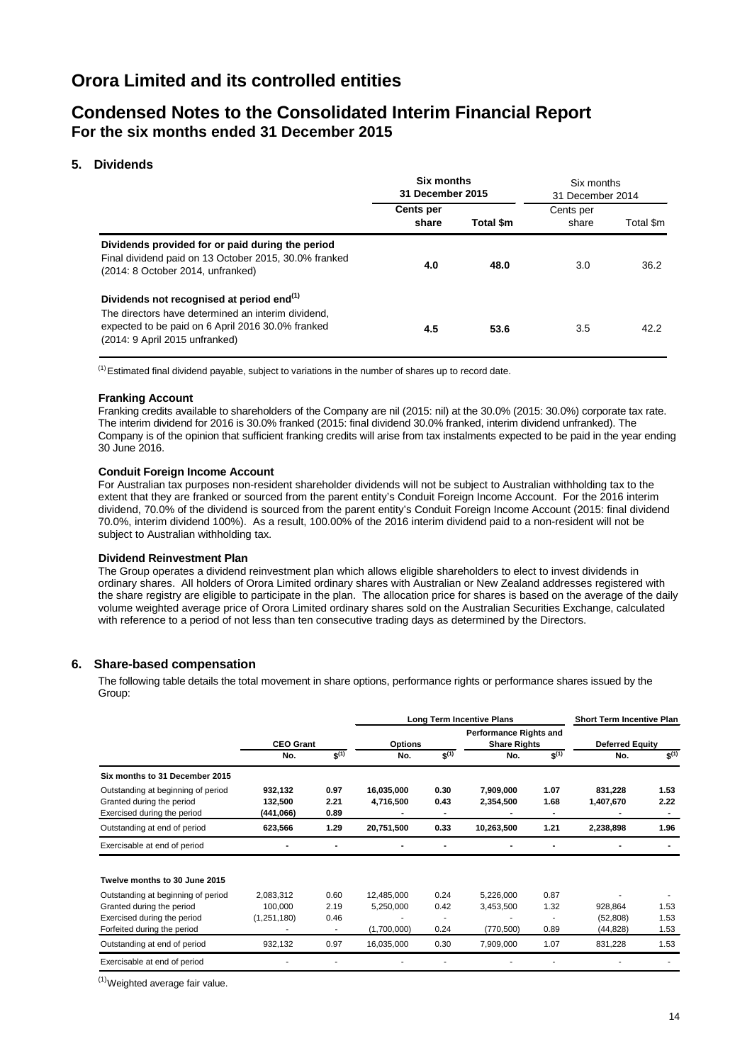# Orora Limited and its controlled entities

# Condensed Notes to the Consolidated Interim Financial Report

## For the six months ended 31 December 2015

### 5. Dividends

| | Six months 31 December 2015 | | Six months 31 December 2014 | |
|---|---|---|---|---|
| | **Cents per share** | **Total $m** | Cents per share | Total $m |
| **Dividends provided for or paid during the period** | | | | |
| Final dividend paid on 13 October 2015, 30.0% franked (2014: 8 October 2014, unfranked) | **4.0** | **48.0** | 3.0 | 36.2 |
| **Dividends not recognised at period end[(1)]** | | | | |
| The directors have determined an interim dividend, expected to be paid on 6 April 2016 30.0% franked (2014: 9 April 2015 unfranked) | **4.5** | **53.6** | 3.5 | 42.2 |

(1) Estimated final dividend payable, subject to variations in the number of shares up to record date.

**Franking Account**

Franking credits available to shareholders of the Company are nil (2015: nil) at the 30.0% (2015: 30.0%) corporate tax rate. The interim dividend for 2016 is 30.0% franked (2015: final dividend 30.0% franked, interim dividend unfranked). The Company is of the opinion that sufficient franking credits will arise from tax instalments expected to be paid in the year ending 30 June 2016.

**Conduit Foreign Income Account**

For Australian tax purposes non-resident shareholder dividends will not be subject to Australian withholding tax to the extent that they are franked or sourced from the parent entity's Conduit Foreign Income Account. For the 2016 interim dividend, 70.0% of the dividend is sourced from the parent entity's Conduit Foreign Income Account (2015: final dividend 70.0%, interim dividend 100%). As a result, 100.00% of the 2016 interim dividend paid to a non-resident will not be subject to Australian withholding tax.

**Dividend Reinvestment Plan**

The Group operates a dividend reinvestment plan which allows eligible shareholders to elect to invest dividends in ordinary shares. All holders of Orora Limited ordinary shares with Australian or New Zealand addresses registered with the share registry are eligible to participate in the plan. The allocation price for shares is based on the average of the daily volume weighted average price of Orora Limited ordinary shares sold on the Australian Securities Exchange, calculated with reference to a period of not less than ten consecutive trading days as determined by the Directors.

### 6. Share-based compensation

The following table details the total movement in share options, performance rights or performance shares issued by the Group:

| | | | Long Term Incentive Plans | | | | Short Term Incentive Plan | |
|---|---|---|---|---|---|---|---|---|
| | CEO Grant | | Options | | Performance Rights and Share Rights | | Deferred Equity | |
| | No. | $[(1)] | No. | $[(1)] | No. | $[(1)] | No. | $[(1)] |
| **Six months to 31 December 2015** | | | | | | | | |
| Outstanding at beginning of period | **932,132** | **0.97** | **16,035,000** | **0.30** | **7,909,000** | **1.07** | **831,228** | **1.53** |
| Granted during the period | **132,500** | **2.21** | **4,716,500** | **0.43** | **2,354,500** | **1.68** | **1,407,670** | **2.22** |
| Exercised during the period | **(441,066)** | **0.89** | **-** | **-** | **-** | **-** | **-** | **-** |
| Outstanding at end of period | **623,566** | **1.29** | **20,751,500** | **0.33** | **10,263,500** | **1.21** | **2,238,898** | **1.96** |
| Exercisable at end of period | **-** | **-** | **-** | **-** | **-** | **-** | **-** | **-** |
| **Twelve months to 30 June 2015** | | | | | | | | |
| Outstanding at beginning of period | 2,083,312 | 0.60 | 12,485,000 | 0.24 | 5,226,000 | 0.87 | - | - |
| Granted during the period | 100,000 | 2.19 | 5,250,000 | 0.42 | 3,453,500 | 1.32 | 928,864 | 1.53 |
| Exercised during the period | (1,251,180) | 0.46 | - | - | - | - | (52,808) | 1.53 |
| Forfeited during the period | - | - | (1,700,000) | 0.24 | (770,500) | 0.89 | (44,828) | 1.53 |
| Outstanding at end of period | 932,132 | 0.97 | 16,035,000 | 0.30 | 7,909,000 | 1.07 | 831,228 | 1.53 |
| Exercisable at end of period | - | - | - | - | - | - | - | - |

(1) Weighted average fair value.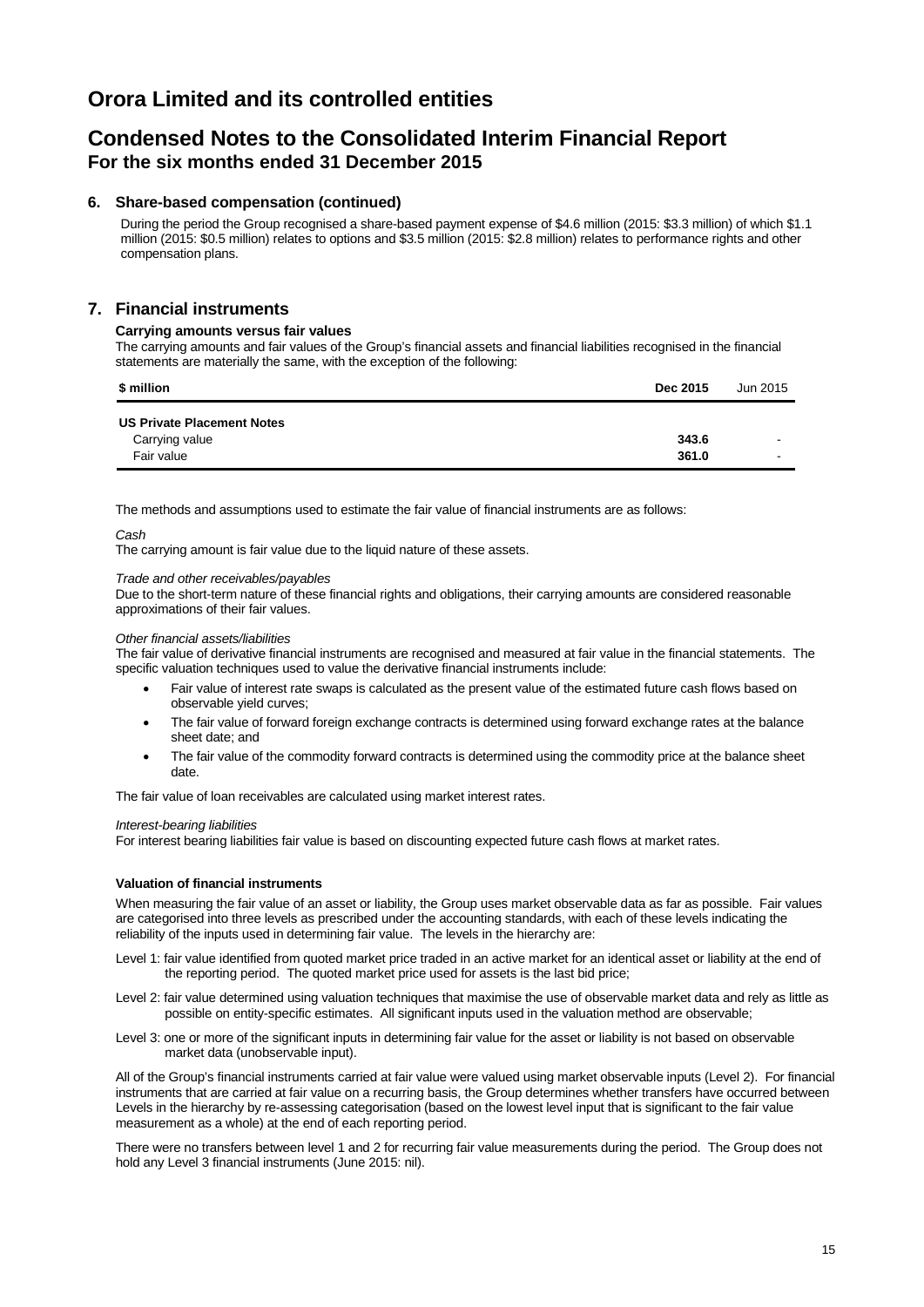# Orora Limited and its controlled entities

## Condensed Notes to the Consolidated Interim Financial Report
### For the six months ended 31 December 2015

### 6. Share-based compensation (continued)

During the period the Group recognised a share-based payment expense of $4.6 million (2015: $3.3 million) of which $1.1 million (2015: $0.5 million) relates to options and $3.5 million (2015: $2.8 million) relates to performance rights and other compensation plans.

### 7. Financial instruments

**Carrying amounts versus fair values**

The carrying amounts and fair values of the Group's financial assets and financial liabilities recognised in the financial statements are materially the same, with the exception of the following:

| $ million | Dec 2015 | Jun 2015 |
|---|---|---|
| **US Private Placement Notes** | | |
| Carrying value | **343.6** | - |
| Fair value | **361.0** | - |

The methods and assumptions used to estimate the fair value of financial instruments are as follows:

*Cash*

The carrying amount is fair value due to the liquid nature of these assets.

*Trade and other receivables/payables*

Due to the short-term nature of these financial rights and obligations, their carrying amounts are considered reasonable approximations of their fair values.

*Other financial assets/liabilities*

The fair value of derivative financial instruments are recognised and measured at fair value in the financial statements. The specific valuation techniques used to value the derivative financial instruments include:

- Fair value of interest rate swaps is calculated as the present value of the estimated future cash flows based on observable yield curves;
- The fair value of forward foreign exchange contracts is determined using forward exchange rates at the balance sheet date; and
- The fair value of the commodity forward contracts is determined using the commodity price at the balance sheet date.

The fair value of loan receivables are calculated using market interest rates.

*Interest-bearing liabilities*

For interest bearing liabilities fair value is based on discounting expected future cash flows at market rates.

**Valuation of financial instruments**

When measuring the fair value of an asset or liability, the Group uses market observable data as far as possible. Fair values are categorised into three levels as prescribed under the accounting standards, with each of these levels indicating the reliability of the inputs used in determining fair value. The levels in the hierarchy are:

Level 1: fair value identified from quoted market price traded in an active market for an identical asset or liability at the end of the reporting period. The quoted market price used for assets is the last bid price;

Level 2: fair value determined using valuation techniques that maximise the use of observable market data and rely as little as possible on entity-specific estimates. All significant inputs used in the valuation method are observable;

Level 3: one or more of the significant inputs in determining fair value for the asset or liability is not based on observable market data (unobservable input).

All of the Group's financial instruments carried at fair value were valued using market observable inputs (Level 2). For financial instruments that are carried at fair value on a recurring basis, the Group determines whether transfers have occurred between Levels in the hierarchy by re-assessing categorisation (based on the lowest level input that is significant to the fair value measurement as a whole) at the end of each reporting period.

There were no transfers between level 1 and 2 for recurring fair value measurements during the period. The Group does not hold any Level 3 financial instruments (June 2015: nil).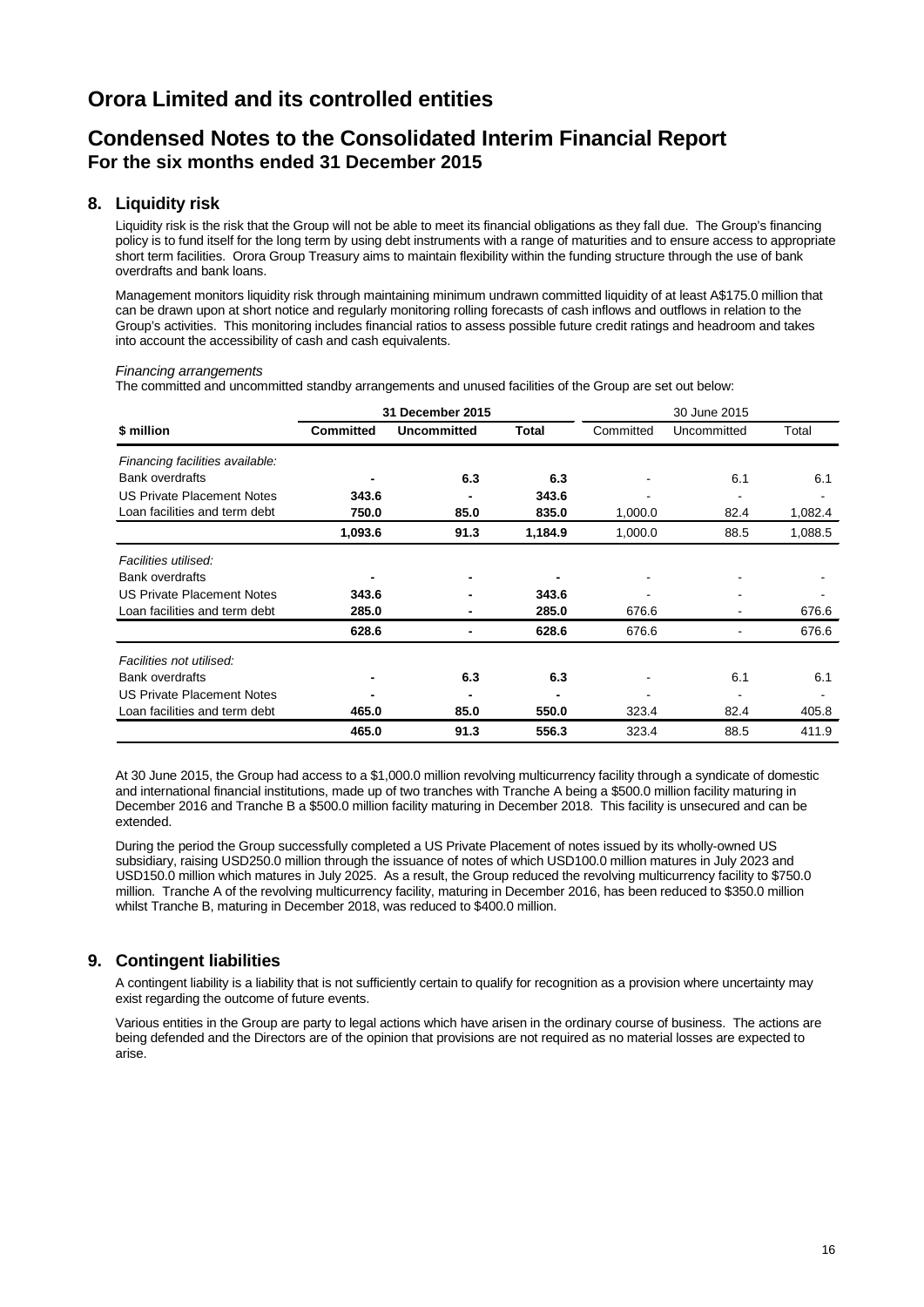# Orora Limited and its controlled entities

## Condensed Notes to the Consolidated Interim Financial Report

### For the six months ended 31 December 2015

### 8. Liquidity risk

Liquidity risk is the risk that the Group will not be able to meet its financial obligations as they fall due. The Group's financing policy is to fund itself for the long term by using debt instruments with a range of maturities and to ensure access to appropriate short term facilities. Orora Group Treasury aims to maintain flexibility within the funding structure through the use of bank overdrafts and bank loans.

Management monitors liquidity risk through maintaining minimum undrawn committed liquidity of at least A$175.0 million that can be drawn upon at short notice and regularly monitoring rolling forecasts of cash inflows and outflows in relation to the Group's activities. This monitoring includes financial ratios to assess possible future credit ratings and headroom and takes into account the accessibility of cash and cash equivalents.

*Financing arrangements*

The committed and uncommitted standby arrangements and unused facilities of the Group are set out below:

| | **31 December 2015** | | | 30 June 2015 | | |
|---|---|---|---|---|---|---|
| **\$ million** | **Committed** | **Uncommitted** | **Total** | Committed | Uncommitted | Total |
| *Financing facilities available:* | | | | | | |
| Bank overdrafts | **-** | **6.3** | **6.3** | - | 6.1 | 6.1 |
| US Private Placement Notes | **343.6** | **-** | **343.6** | - | - | - |
| Loan facilities and term debt | **750.0** | **85.0** | **835.0** | 1,000.0 | 82.4 | 1,082.4 |
| | **1,093.6** | **91.3** | **1,184.9** | 1,000.0 | 88.5 | 1,088.5 |
| *Facilities utilised:* | | | | | | |
| Bank overdrafts | **-** | **-** | **-** | - | - | - |
| US Private Placement Notes | **343.6** | **-** | **343.6** | - | - | - |
| Loan facilities and term debt | **285.0** | **-** | **285.0** | 676.6 | - | 676.6 |
| | **628.6** | **-** | **628.6** | 676.6 | - | 676.6 |
| *Facilities not utilised:* | | | | | | |
| Bank overdrafts | **-** | **6.3** | **6.3** | - | 6.1 | 6.1 |
| US Private Placement Notes | **-** | **-** | **-** | - | - | - |
| Loan facilities and term debt | **465.0** | **85.0** | **550.0** | 323.4 | 82.4 | 405.8 |
| | **465.0** | **91.3** | **556.3** | 323.4 | 88.5 | 411.9 |

At 30 June 2015, the Group had access to a \$1,000.0 million revolving multicurrency facility through a syndicate of domestic and international financial institutions, made up of two tranches with Tranche A being a \$500.0 million facility maturing in December 2016 and Tranche B a \$500.0 million facility maturing in December 2018. This facility is unsecured and can be extended.

During the period the Group successfully completed a US Private Placement of notes issued by its wholly-owned US subsidiary, raising USD250.0 million through the issuance of notes of which USD100.0 million matures in July 2023 and USD150.0 million which matures in July 2025. As a result, the Group reduced the revolving multicurrency facility to \$750.0 million. Tranche A of the revolving multicurrency facility, maturing in December 2016, has been reduced to \$350.0 million whilst Tranche B, maturing in December 2018, was reduced to \$400.0 million.

### 9. Contingent liabilities

A contingent liability is a liability that is not sufficiently certain to qualify for recognition as a provision where uncertainty may exist regarding the outcome of future events.

Various entities in the Group are party to legal actions which have arisen in the ordinary course of business. The actions are being defended and the Directors are of the opinion that provisions are not required as no material losses are expected to arise.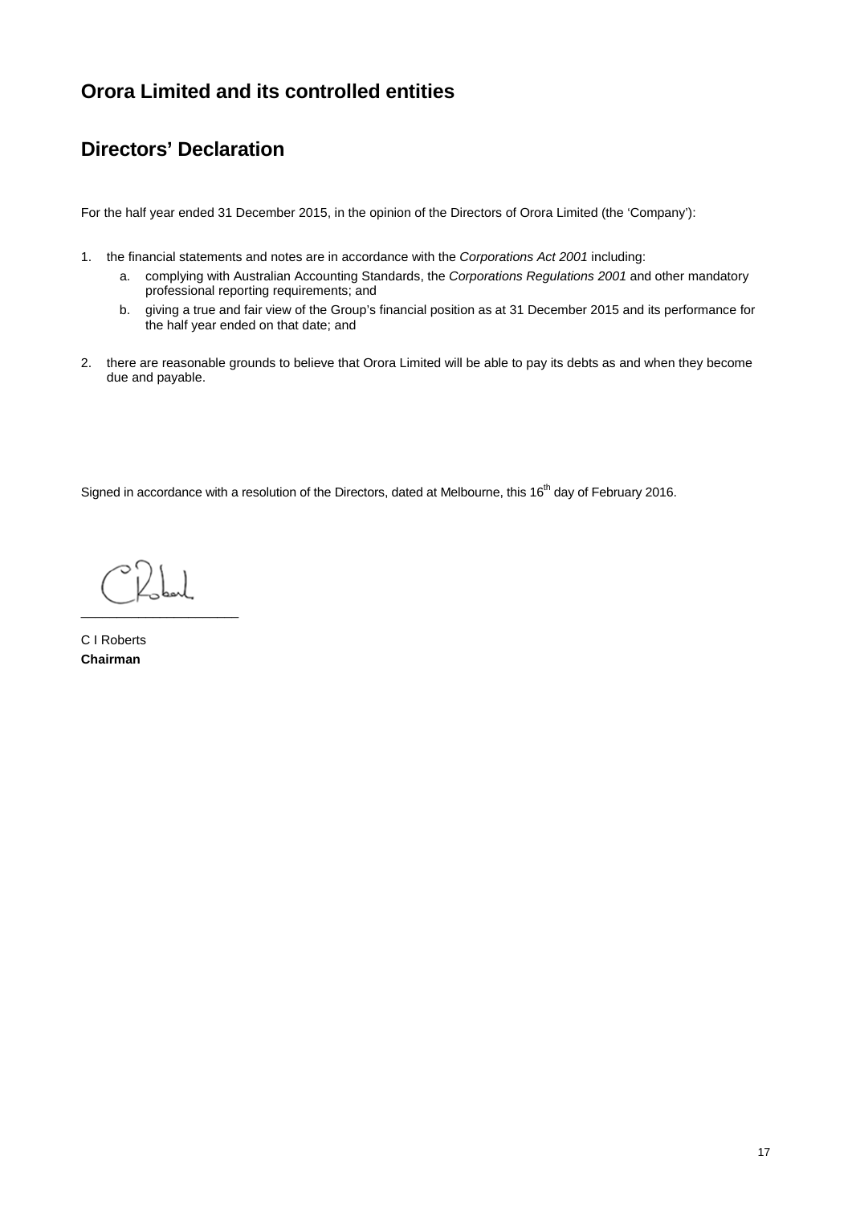# Orora Limited and its controlled entities

## Directors' Declaration

For the half year ended 31 December 2015, in the opinion of the Directors of Orora Limited (the 'Company'):

1. the financial statements and notes are in accordance with the *Corporations Act 2001* including:
   a. complying with Australian Accounting Standards, the *Corporations Regulations 2001* and other mandatory professional reporting requirements; and
   b. giving a true and fair view of the Group's financial position as at 31 December 2015 and its performance for the half year ended on that date; and

2. there are reasonable grounds to believe that Orora Limited will be able to pay its debts as and when they become due and payable.

Signed in accordance with a resolution of the Directors, dated at Melbourne, this 16th day of February 2016.

_____________________

C I Roberts
**Chairman**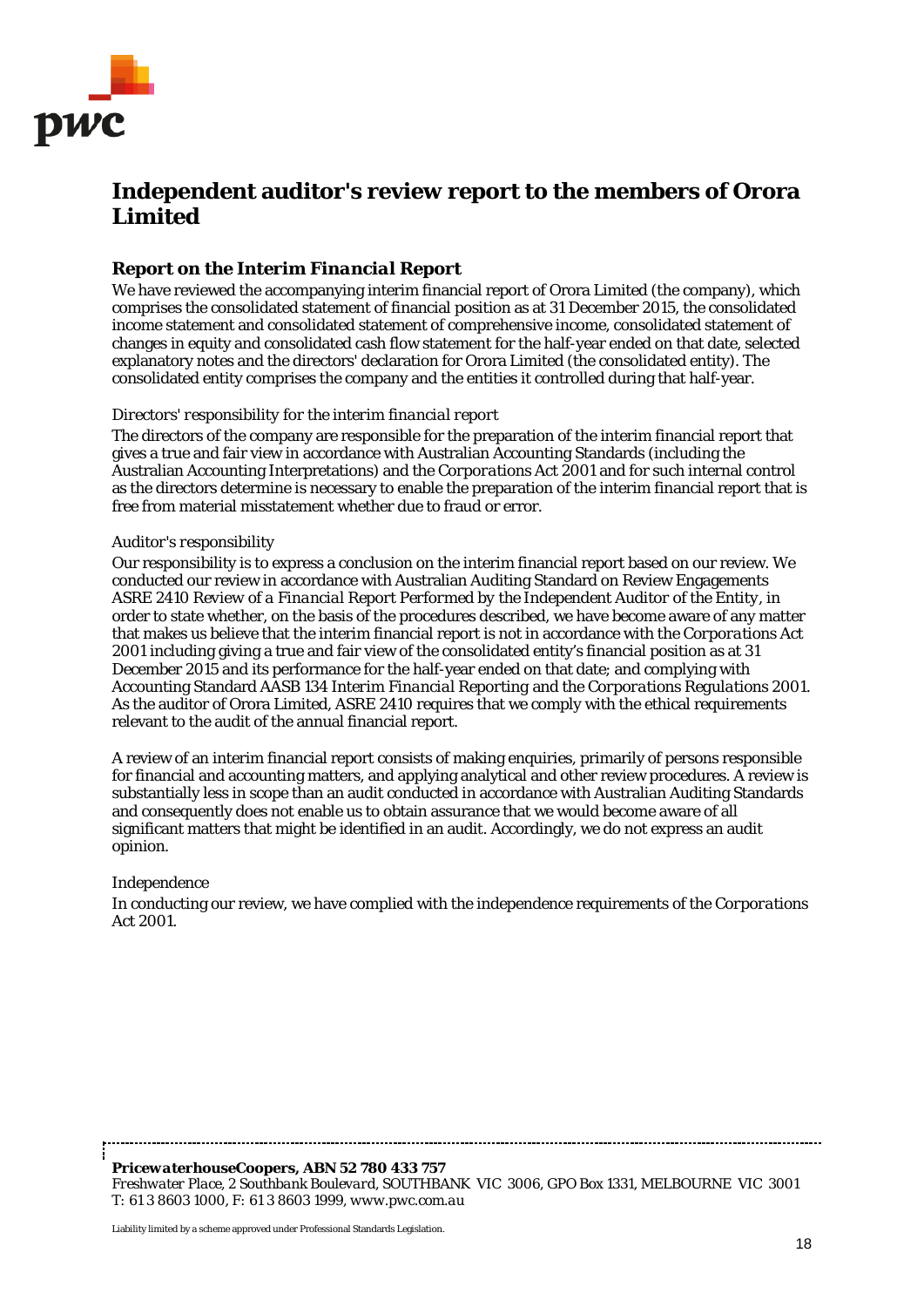# Independent auditor's review report to the members of Orora Limited

## *Report on the Interim Financial Report*

We have reviewed the accompanying interim financial report of Orora Limited (the company), which comprises the consolidated statement of financial position as at 31 December 2015, the consolidated income statement and consolidated statement of comprehensive income, consolidated statement of changes in equity and consolidated cash flow statement for the half-year ended on that date, selected explanatory notes and the directors' declaration for Orora Limited (the consolidated entity). The consolidated entity comprises the company and the entities it controlled during that half-year.

*Directors' responsibility for the interim financial report*

The directors of the company are responsible for the preparation of the interim financial report that gives a true and fair view in accordance with Australian Accounting Standards (including the Australian Accounting Interpretations) and the *Corporations Act 2001* and for such internal control as the directors determine is necessary to enable the preparation of the interim financial report that is free from material misstatement whether due to fraud or error.

*Auditor's responsibility*

Our responsibility is to express a conclusion on the interim financial report based on our review. We conducted our review in accordance with Australian Auditing Standard on Review Engagements ASRE 2410 *Review of a Financial Report Performed by the Independent Auditor of the Entity*, in order to state whether, on the basis of the procedures described, we have become aware of any matter that makes us believe that the interim financial report is not in accordance with the *Corporations Act 2001* including giving a true and fair view of the consolidated entity's financial position as at 31 December 2015 and its performance for the half-year ended on that date; and complying with Accounting Standard AASB 134 *Interim Financial Reporting* and the *Corporations Regulations 2001*. As the auditor of Orora Limited, ASRE 2410 requires that we comply with the ethical requirements relevant to the audit of the annual financial report.

A review of an interim financial report consists of making enquiries, primarily of persons responsible for financial and accounting matters, and applying analytical and other review procedures. A review is substantially less in scope than an audit conducted in accordance with Australian Auditing Standards and consequently does not enable us to obtain assurance that we would become aware of all significant matters that might be identified in an audit. Accordingly, we do not express an audit opinion.

*Independence*

In conducting our review, we have complied with the independence requirements of the *Corporations Act 2001*.

***PricewaterhouseCoopers, ABN 52 780 433 757***
*Freshwater Place, 2 Southbank Boulevard, SOUTHBANK VIC 3006, GPO Box 1331, MELBOURNE VIC 3001*
*T: 61 3 8603 1000, F: 61 3 8603 1999, www.pwc.com.au*

Liability limited by a scheme approved under Professional Standards Legislation.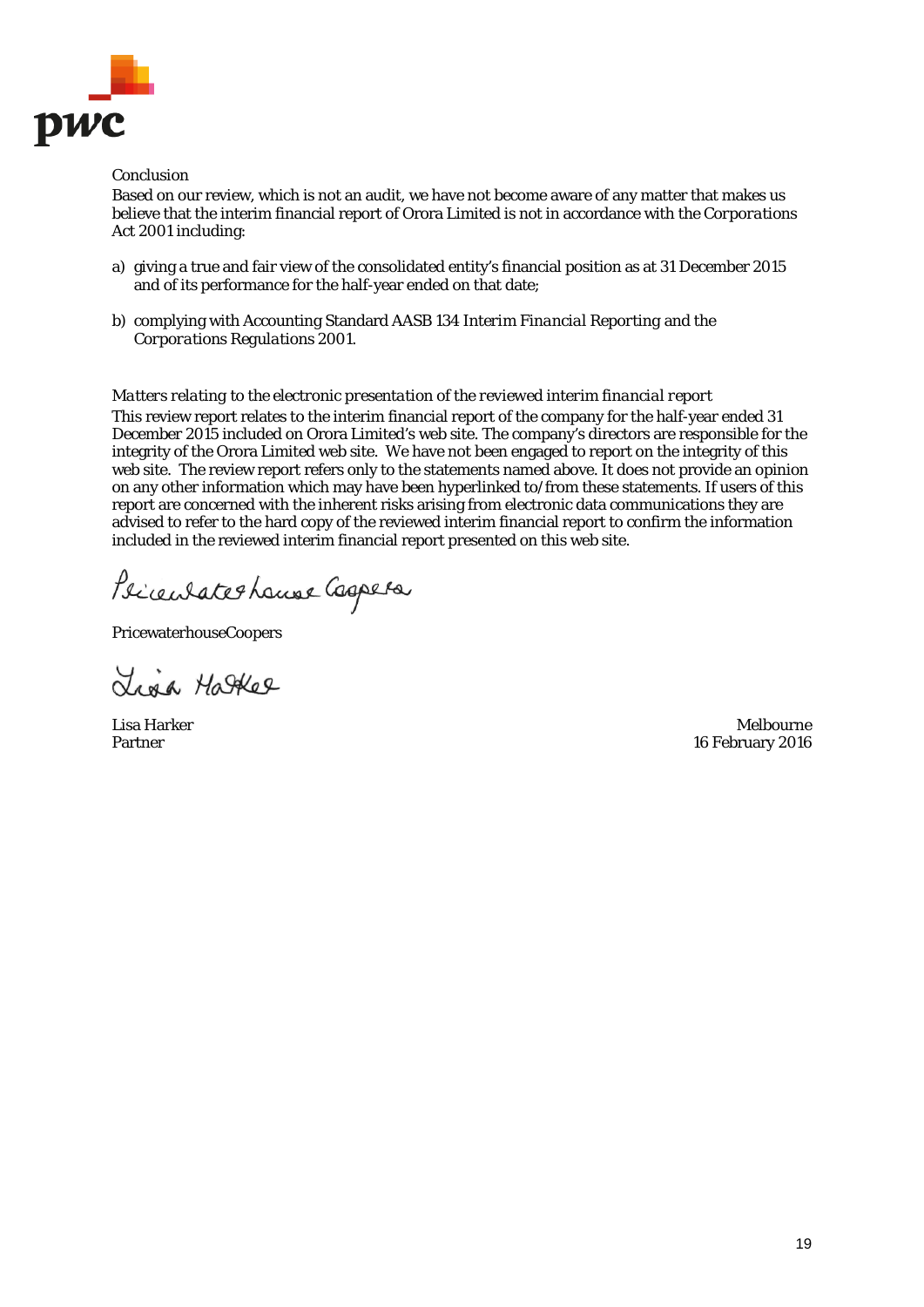Conclusion

Based on our review, which is not an audit, we have not become aware of any matter that makes us believe that the interim financial report of Orora Limited is not in accordance with the *Corporations Act 2001* including:

a) giving a true and fair view of the consolidated entity's financial position as at 31 December 2015 and of its performance for the half-year ended on that date;

b) complying with Accounting Standard AASB 134 *Interim Financial Reporting* and the *Corporations Regulations 2001*.

*Matters relating to the electronic presentation of the reviewed interim financial report*

This review report relates to the interim financial report of the company for the half-year ended 31 December 2015 included on Orora Limited's web site. The company's directors are responsible for the integrity of the Orora Limited web site. We have not been engaged to report on the integrity of this web site. The review report refers only to the statements named above. It does not provide an opinion on any other information which may have been hyperlinked to/from these statements. If users of this report are concerned with the inherent risks arising from electronic data communications they are advised to refer to the hard copy of the reviewed interim financial report to confirm the information included in the reviewed interim financial report presented on this web site.

PricewaterhouseCoopers

Lisa Harker
Partner

Melbourne
16 February 2016